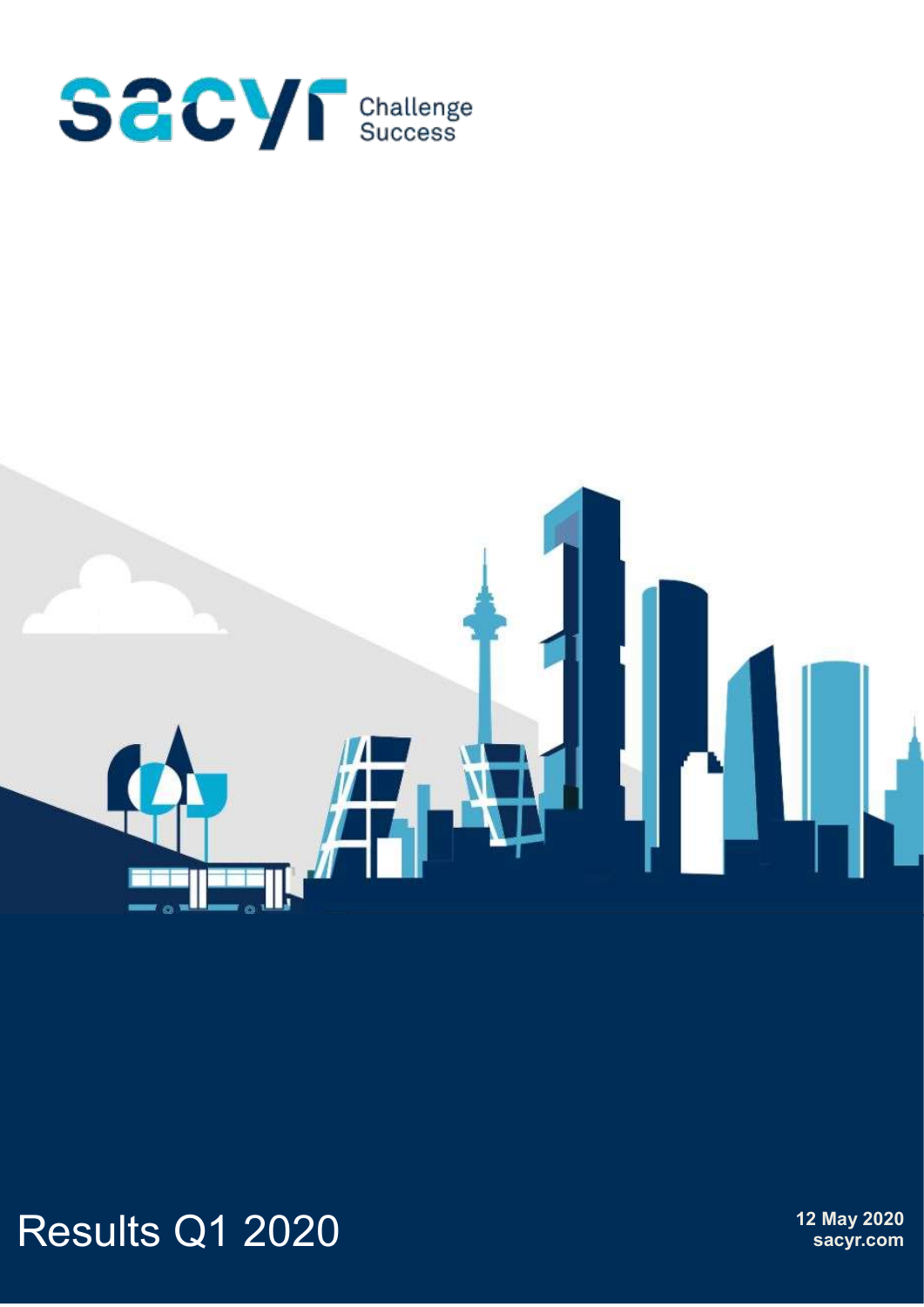sacyr Challenge Success

# Results Q1 2020

**12 May 2020**
**sacyr.com**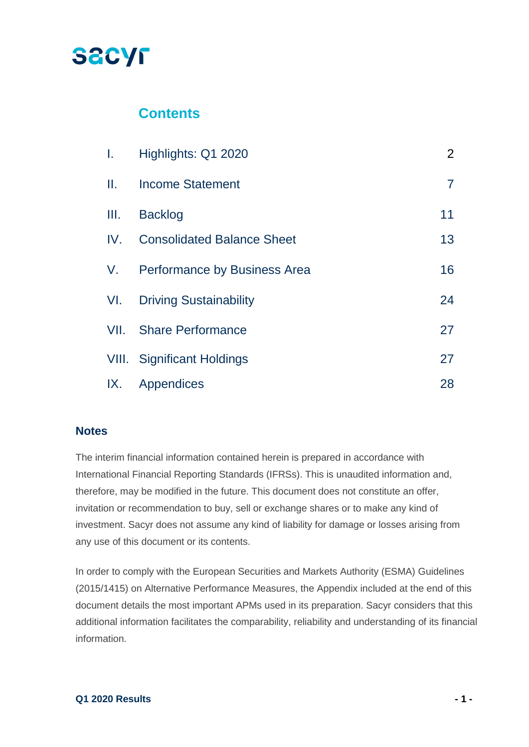sacyr

## Contents

| | | |
|---|---|---|
| I. | Highlights: Q1 2020 | 2 |
| II. | Income Statement | 7 |
| III. | Backlog | 11 |
| IV. | Consolidated Balance Sheet | 13 |
| V. | Performance by Business Area | 16 |
| VI. | Driving Sustainability | 24 |
| VII. | Share Performance | 27 |
| VIII. | Significant Holdings | 27 |
| IX. | Appendices | 28 |

### Notes

The interim financial information contained herein is prepared in accordance with International Financial Reporting Standards (IFRSs). This is unaudited information and, therefore, may be modified in the future. This document does not constitute an offer, invitation or recommendation to buy, sell or exchange shares or to make any kind of investment. Sacyr does not assume any kind of liability for damage or losses arising from any use of this document or its contents.

In order to comply with the European Securities and Markets Authority (ESMA) Guidelines (2015/1415) on Alternative Performance Measures, the Appendix included at the end of this document details the most important APMs used in its preparation. Sacyr considers that this additional information facilitates the comparability, reliability and understanding of its financial information.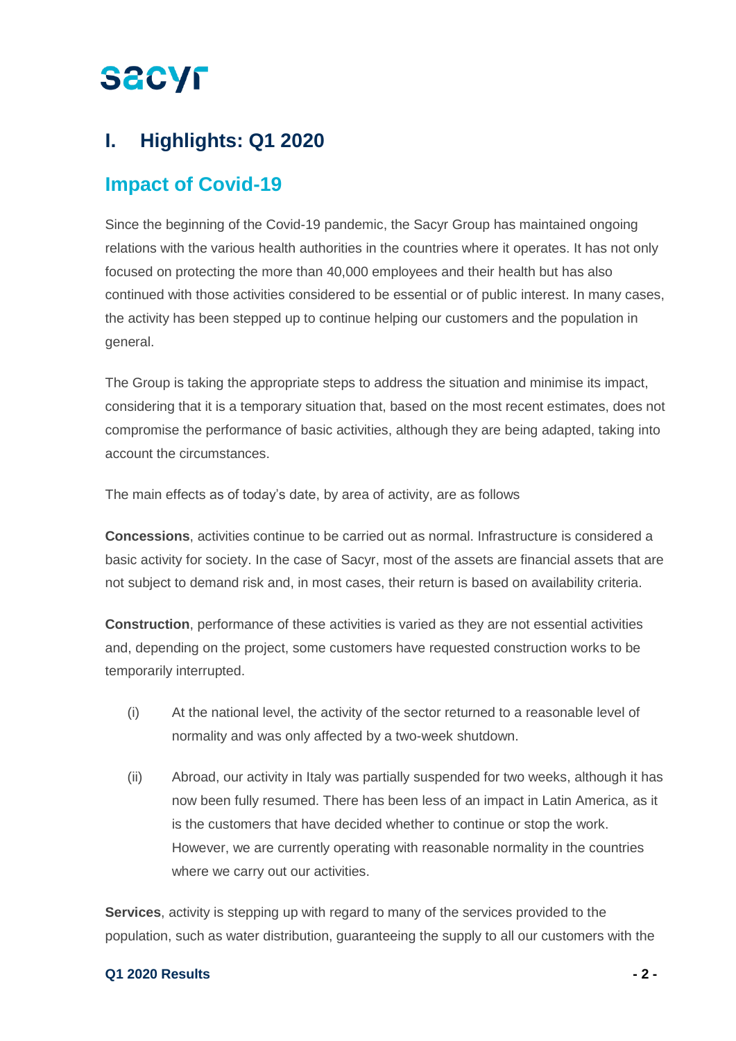# I. Highlights: Q1 2020

## Impact of Covid-19

Since the beginning of the Covid-19 pandemic, the Sacyr Group has maintained ongoing relations with the various health authorities in the countries where it operates. It has not only focused on protecting the more than 40,000 employees and their health but has also continued with those activities considered to be essential or of public interest. In many cases, the activity has been stepped up to continue helping our customers and the population in general.

The Group is taking the appropriate steps to address the situation and minimise its impact, considering that it is a temporary situation that, based on the most recent estimates, does not compromise the performance of basic activities, although they are being adapted, taking into account the circumstances.

The main effects as of today's date, by area of activity, are as follows

**Concessions**, activities continue to be carried out as normal. Infrastructure is considered a basic activity for society. In the case of Sacyr, most of the assets are financial assets that are not subject to demand risk and, in most cases, their return is based on availability criteria.

**Construction**, performance of these activities is varied as they are not essential activities and, depending on the project, some customers have requested construction works to be temporarily interrupted.

(i) At the national level, the activity of the sector returned to a reasonable level of normality and was only affected by a two-week shutdown.

(ii) Abroad, our activity in Italy was partially suspended for two weeks, although it has now been fully resumed. There has been less of an impact in Latin America, as it is the customers that have decided whether to continue or stop the work. However, we are currently operating with reasonable normality in the countries where we carry out our activities.

**Services**, activity is stepping up with regard to many of the services provided to the population, such as water distribution, guaranteeing the supply to all our customers with the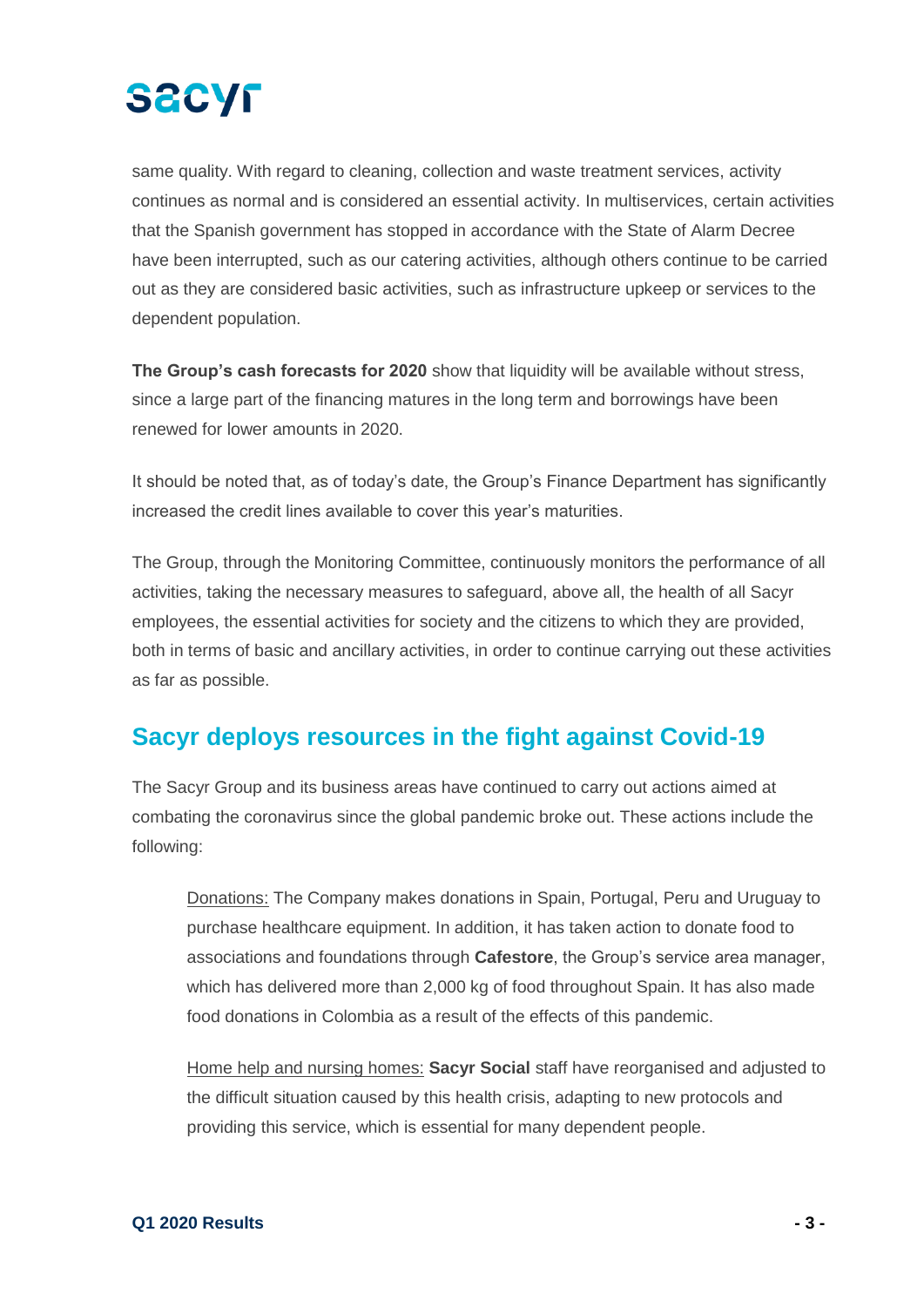same quality. With regard to cleaning, collection and waste treatment services, activity continues as normal and is considered an essential activity. In multiservices, certain activities that the Spanish government has stopped in accordance with the State of Alarm Decree have been interrupted, such as our catering activities, although others continue to be carried out as they are considered basic activities, such as infrastructure upkeep or services to the dependent population.

**The Group's cash forecasts for 2020** show that liquidity will be available without stress, since a large part of the financing matures in the long term and borrowings have been renewed for lower amounts in 2020.

It should be noted that, as of today's date, the Group's Finance Department has significantly increased the credit lines available to cover this year's maturities.

The Group, through the Monitoring Committee, continuously monitors the performance of all activities, taking the necessary measures to safeguard, above all, the health of all Sacyr employees, the essential activities for society and the citizens to which they are provided, both in terms of basic and ancillary activities, in order to continue carrying out these activities as far as possible.

## Sacyr deploys resources in the fight against Covid-19

The Sacyr Group and its business areas have continued to carry out actions aimed at combating the coronavirus since the global pandemic broke out. These actions include the following:

<u>Donations:</u> The Company makes donations in Spain, Portugal, Peru and Uruguay to purchase healthcare equipment. In addition, it has taken action to donate food to associations and foundations through **Cafestore**, the Group's service area manager, which has delivered more than 2,000 kg of food throughout Spain. It has also made food donations in Colombia as a result of the effects of this pandemic.

<u>Home help and nursing homes:</u> **Sacyr Social** staff have reorganised and adjusted to the difficult situation caused by this health crisis, adapting to new protocols and providing this service, which is essential for many dependent people.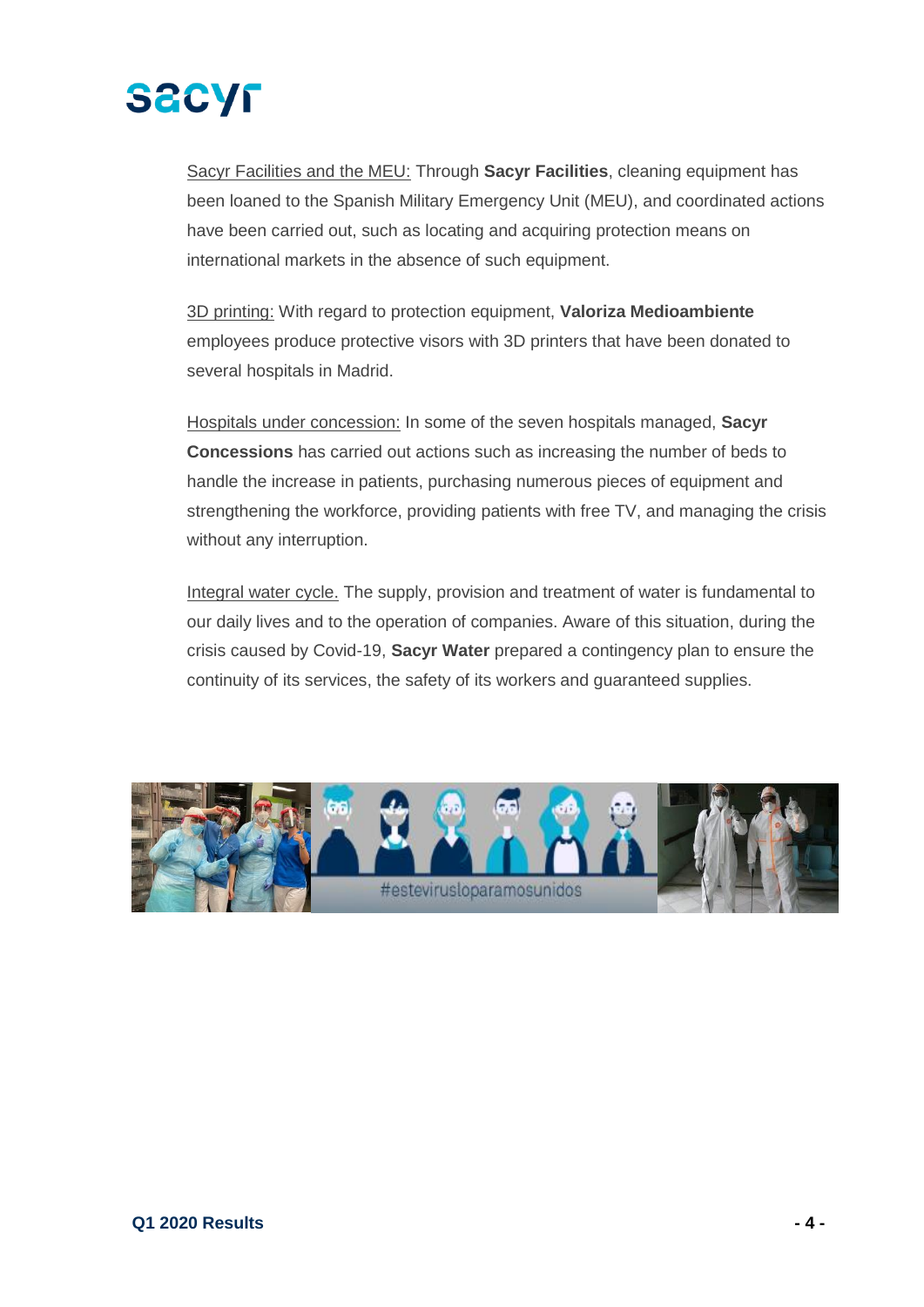Sacyr Facilities and the MEU: Through **Sacyr Facilities**, cleaning equipment has been loaned to the Spanish Military Emergency Unit (MEU), and coordinated actions have been carried out, such as locating and acquiring protection means on international markets in the absence of such equipment.

3D printing: With regard to protection equipment, **Valoriza Medioambiente** employees produce protective visors with 3D printers that have been donated to several hospitals in Madrid.

Hospitals under concession: In some of the seven hospitals managed, **Sacyr Concessions** has carried out actions such as increasing the number of beds to handle the increase in patients, purchasing numerous pieces of equipment and strengthening the workforce, providing patients with free TV, and managing the crisis without any interruption.

Integral water cycle. The supply, provision and treatment of water is fundamental to our daily lives and to the operation of companies. Aware of this situation, during the crisis caused by Covid-19, **Sacyr Water** prepared a contingency plan to ensure the continuity of its services, the safety of its workers and guaranteed supplies.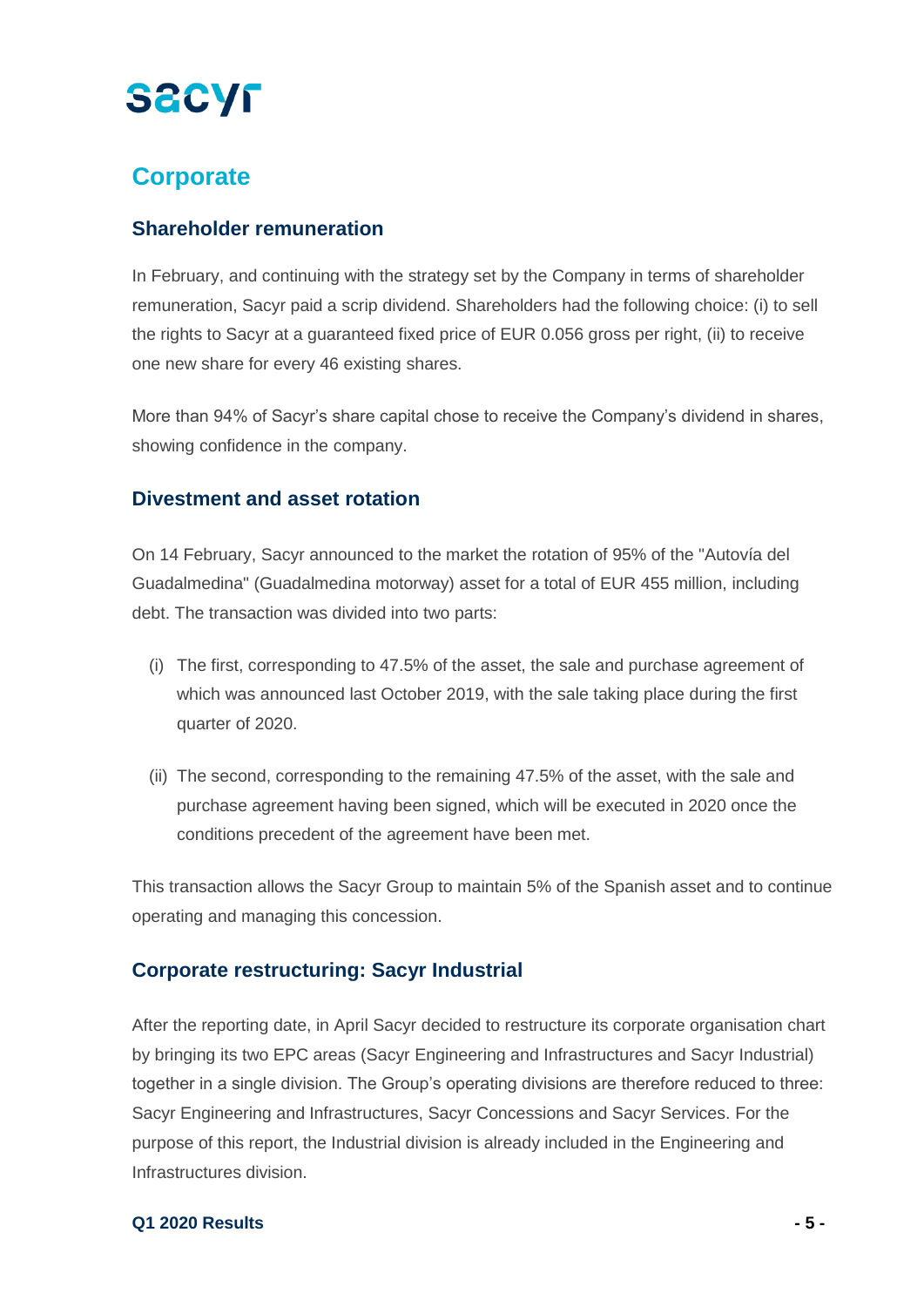# Corporate

## Shareholder remuneration

In February, and continuing with the strategy set by the Company in terms of shareholder remuneration, Sacyr paid a scrip dividend. Shareholders had the following choice: (i) to sell the rights to Sacyr at a guaranteed fixed price of EUR 0.056 gross per right, (ii) to receive one new share for every 46 existing shares.

More than 94% of Sacyr's share capital chose to receive the Company's dividend in shares, showing confidence in the company.

## Divestment and asset rotation

On 14 February, Sacyr announced to the market the rotation of 95% of the "Autovía del Guadalmedina" (Guadalmedina motorway) asset for a total of EUR 455 million, including debt. The transaction was divided into two parts:

(i) The first, corresponding to 47.5% of the asset, the sale and purchase agreement of which was announced last October 2019, with the sale taking place during the first quarter of 2020.

(ii) The second, corresponding to the remaining 47.5% of the asset, with the sale and purchase agreement having been signed, which will be executed in 2020 once the conditions precedent of the agreement have been met.

This transaction allows the Sacyr Group to maintain 5% of the Spanish asset and to continue operating and managing this concession.

## Corporate restructuring: Sacyr Industrial

After the reporting date, in April Sacyr decided to restructure its corporate organisation chart by bringing its two EPC areas (Sacyr Engineering and Infrastructures and Sacyr Industrial) together in a single division. The Group's operating divisions are therefore reduced to three: Sacyr Engineering and Infrastructures, Sacyr Concessions and Sacyr Services. For the purpose of this report, the Industrial division is already included in the Engineering and Infrastructures division.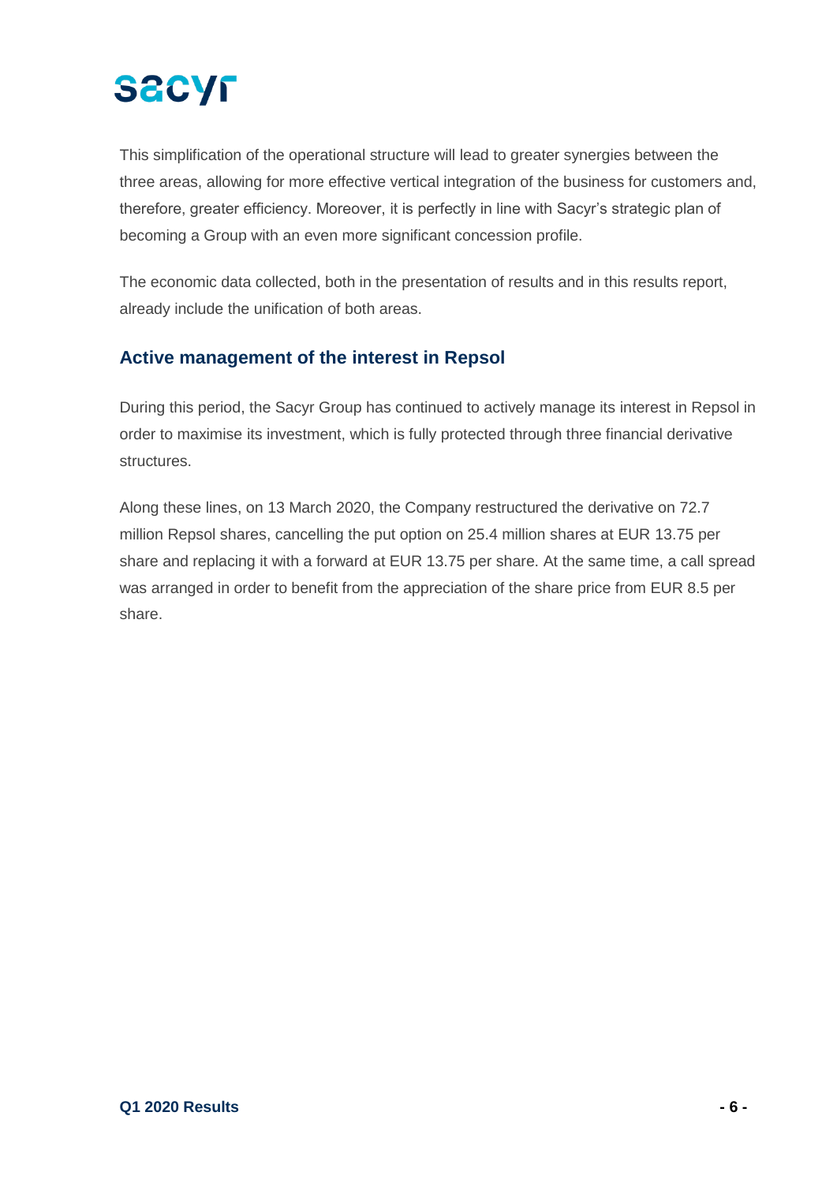This simplification of the operational structure will lead to greater synergies between the three areas, allowing for more effective vertical integration of the business for customers and, therefore, greater efficiency. Moreover, it is perfectly in line with Sacyr's strategic plan of becoming a Group with an even more significant concession profile.

The economic data collected, both in the presentation of results and in this results report, already include the unification of both areas.

## Active management of the interest in Repsol

During this period, the Sacyr Group has continued to actively manage its interest in Repsol in order to maximise its investment, which is fully protected through three financial derivative structures.

Along these lines, on 13 March 2020, the Company restructured the derivative on 72.7 million Repsol shares, cancelling the put option on 25.4 million shares at EUR 13.75 per share and replacing it with a forward at EUR 13.75 per share. At the same time, a call spread was arranged in order to benefit from the appreciation of the share price from EUR 8.5 per share.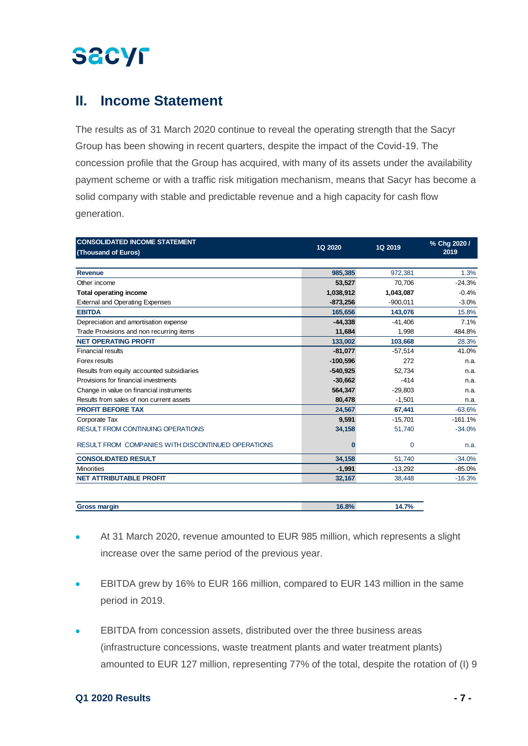## II. Income Statement

The results as of 31 March 2020 continue to reveal the operating strength that the Sacyr Group has been showing in recent quarters, despite the impact of the Covid-19. The concession profile that the Group has acquired, with many of its assets under the availability payment scheme or with a traffic risk mitigation mechanism, means that Sacyr has become a solid company with stable and predictable revenue and a high capacity for cash flow generation.

| CONSOLIDATED INCOME STATEMENT (Thousand of Euros) | 1Q 2020 | 1Q 2019 | % Chg 2020 / 2019 |
|---|---|---|---|
| **Revenue** | 985,385 | 972,381 | 1.3% |
| Other income | 53,527 | 70,706 | -24.3% |
| **Total operating income** | 1,038,912 | 1,043,087 | -0.4% |
| External and Operating Expenses | -873,256 | -900,011 | -3.0% |
| **EBITDA** | 165,656 | 143,076 | 15.8% |
| Depreciation and amortisation expense | -44,338 | -41,406 | 7.1% |
| Trade Provisions and non recurring items | 11,684 | 1,998 | 484.8% |
| **NET OPERATING PROFIT** | 133,002 | 103,668 | 28.3% |
| Financial results | -81,077 | -57,514 | 41.0% |
| Forex results | -100,596 | 272 | n.a. |
| Results from equity accounted subsidiaries | -540,925 | 52,734 | n.a. |
| Provisions for financial investments | -30,662 | -414 | n.a. |
| Change in value on financial instruments | 564,347 | -29,803 | n.a. |
| Results from sales of non current assets | 80,478 | -1,501 | n.a. |
| **PROFIT BEFORE TAX** | 24,567 | 67,441 | -63.6% |
| Corporate Tax | 9,591 | -15,701 | -161.1% |
| RESULT FROM CONTINUING OPERATIONS | 34,158 | 51,740 | -34.0% |
| RESULT FROM COMPANIES WITH DISCONTINUED OPERATIONS | 0 | 0 | n.a. |
| **CONSOLIDATED RESULT** | 34,158 | 51,740 | -34.0% |
| Minorities | -1,991 | -13,292 | -85.0% |
| **NET ATTRIBUTABLE PROFIT** | 32,167 | 38,448 | -16.3% |

| | 1Q 2020 | 1Q 2019 |
|---|---|---|
| **Gross margin** | 16.8% | 14.7% |

- At 31 March 2020, revenue amounted to EUR 985 million, which represents a slight increase over the same period of the previous year.
- EBITDA grew by 16% to EUR 166 million, compared to EUR 143 million in the same period in 2019.
- EBITDA from concession assets, distributed over the three business areas (infrastructure concessions, waste treatment plants and water treatment plants) amounted to EUR 127 million, representing 77% of the total, despite the rotation of (I) 9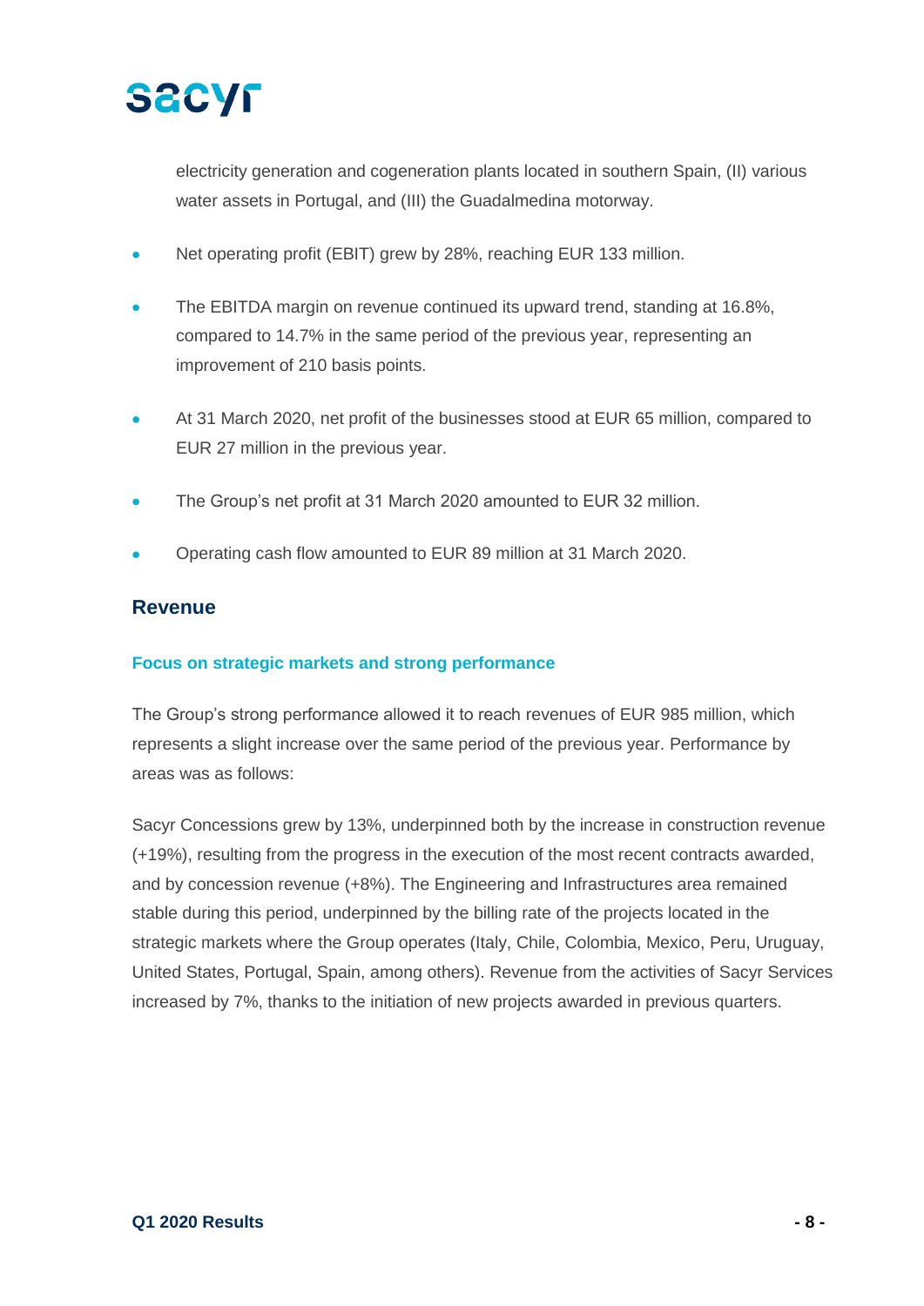electricity generation and cogeneration plants located in southern Spain, (II) various water assets in Portugal, and (III) the Guadalmedina motorway.

- Net operating profit (EBIT) grew by 28%, reaching EUR 133 million.
- The EBITDA margin on revenue continued its upward trend, standing at 16.8%, compared to 14.7% in the same period of the previous year, representing an improvement of 210 basis points.
- At 31 March 2020, net profit of the businesses stood at EUR 65 million, compared to EUR 27 million in the previous year.
- The Group's net profit at 31 March 2020 amounted to EUR 32 million.
- Operating cash flow amounted to EUR 89 million at 31 March 2020.

## Revenue

### Focus on strategic markets and strong performance

The Group's strong performance allowed it to reach revenues of EUR 985 million, which represents a slight increase over the same period of the previous year. Performance by areas was as follows:

Sacyr Concessions grew by 13%, underpinned both by the increase in construction revenue (+19%), resulting from the progress in the execution of the most recent contracts awarded, and by concession revenue (+8%). The Engineering and Infrastructures area remained stable during this period, underpinned by the billing rate of the projects located in the strategic markets where the Group operates (Italy, Chile, Colombia, Mexico, Peru, Uruguay, United States, Portugal, Spain, among others). Revenue from the activities of Sacyr Services increased by 7%, thanks to the initiation of new projects awarded in previous quarters.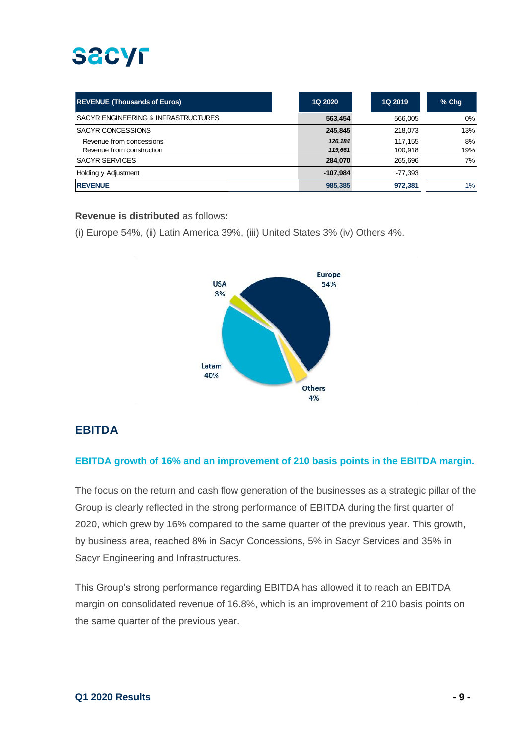| REVENUE (Thousands of Euros) | 1Q 2020 | 1Q 2019 | % Chg |
|---|---|---|---|
| SACYR ENGINEERING & INFRASTRUCTURES | **563,454** | 566,005 | 0% |
| SACYR CONCESSIONS | **245,845** | 218,073 | 13% |
| Revenue from concessions | ***126,184*** | 117,155 | 8% |
| Revenue from construction | ***119,661*** | 100,918 | 19% |
| SACYR SERVICES | **284,070** | 265,696 | 7% |
| Holding y Adjustment | **-107,984** | -77,393 | |
| **REVENUE** | **985,385** | **972,381** | 1% |

**Revenue is distributed** as follows**:**

(i) Europe 54%, (ii) Latin America 39%, (iii) United States 3% (iv) Others 4%.

Europe 54%
USA 3%
Latam 40%
Others 4%

## EBITDA

**EBITDA growth of 16% and an improvement of 210 basis points in the EBITDA margin.**

The focus on the return and cash flow generation of the businesses as a strategic pillar of the Group is clearly reflected in the strong performance of EBITDA during the first quarter of 2020, which grew by 16% compared to the same quarter of the previous year. This growth, by business area, reached 8% in Sacyr Concessions, 5% in Sacyr Services and 35% in Sacyr Engineering and Infrastructures.

This Group's strong performance regarding EBITDA has allowed it to reach an EBITDA margin on consolidated revenue of 16.8%, which is an improvement of 210 basis points on the same quarter of the previous year.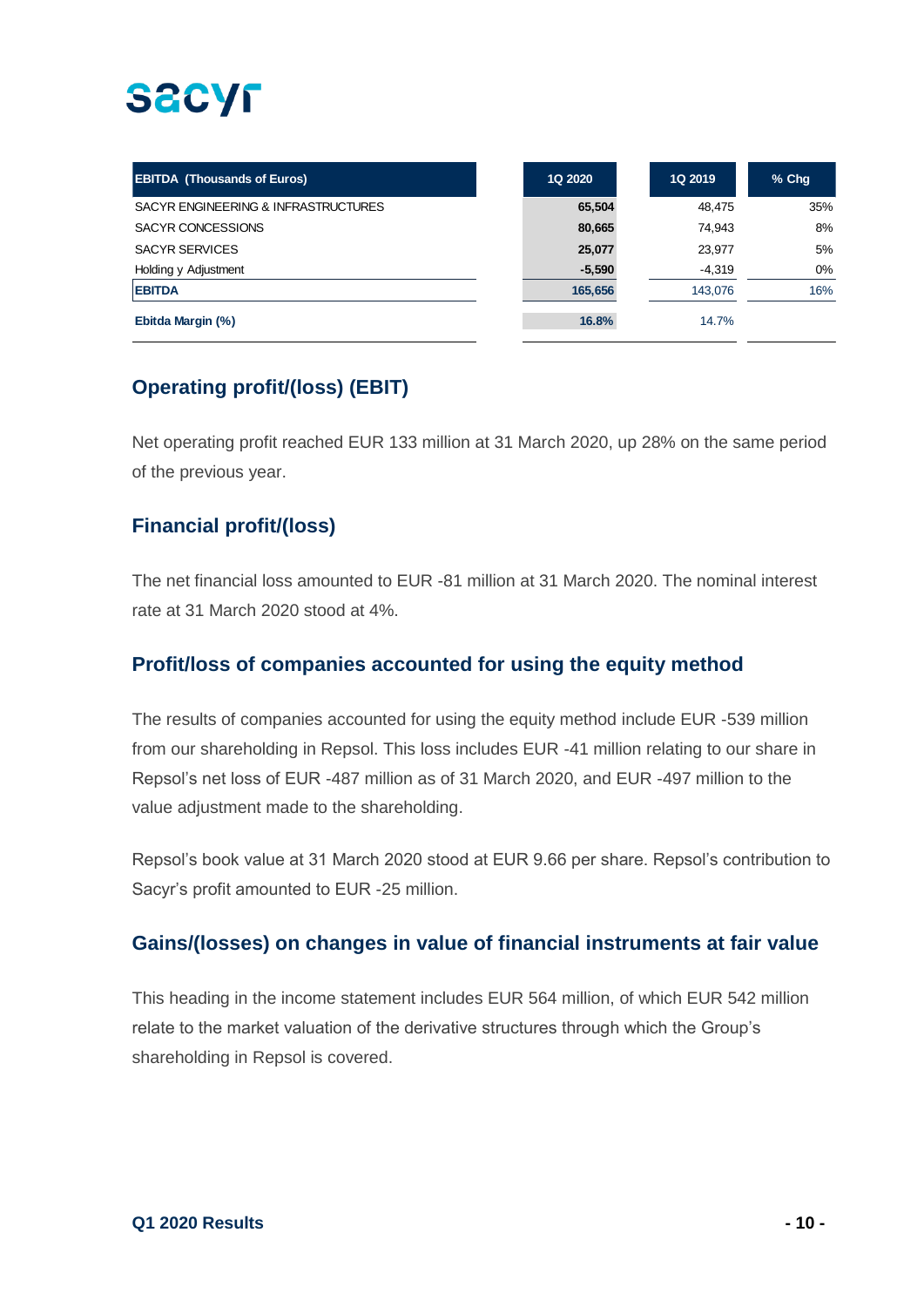| EBITDA (Thousands of Euros) | 1Q 2020 | 1Q 2019 | % Chg |
|---|---|---|---|
| SACYR ENGINEERING & INFRASTRUCTURES | **65,504** | 48,475 | 35% |
| SACYR CONCESSIONS | **80,665** | 74,943 | 8% |
| SACYR SERVICES | **25,077** | 23,977 | 5% |
| Holding y Adjustment | **-5,590** | -4,319 | 0% |
| **EBITDA** | **165,656** | 143,076 | 16% |
| **Ebitda Margin (%)** | **16.8%** | 14.7% | |

## Operating profit/(loss) (EBIT)

Net operating profit reached EUR 133 million at 31 March 2020, up 28% on the same period of the previous year.

## Financial profit/(loss)

The net financial loss amounted to EUR -81 million at 31 March 2020. The nominal interest rate at 31 March 2020 stood at 4%.

## Profit/loss of companies accounted for using the equity method

The results of companies accounted for using the equity method include EUR -539 million from our shareholding in Repsol. This loss includes EUR -41 million relating to our share in Repsol's net loss of EUR -487 million as of 31 March 2020, and EUR -497 million to the value adjustment made to the shareholding.

Repsol's book value at 31 March 2020 stood at EUR 9.66 per share. Repsol's contribution to Sacyr's profit amounted to EUR -25 million.

## Gains/(losses) on changes in value of financial instruments at fair value

This heading in the income statement includes EUR 564 million, of which EUR 542 million relate to the market valuation of the derivative structures through which the Group's shareholding in Repsol is covered.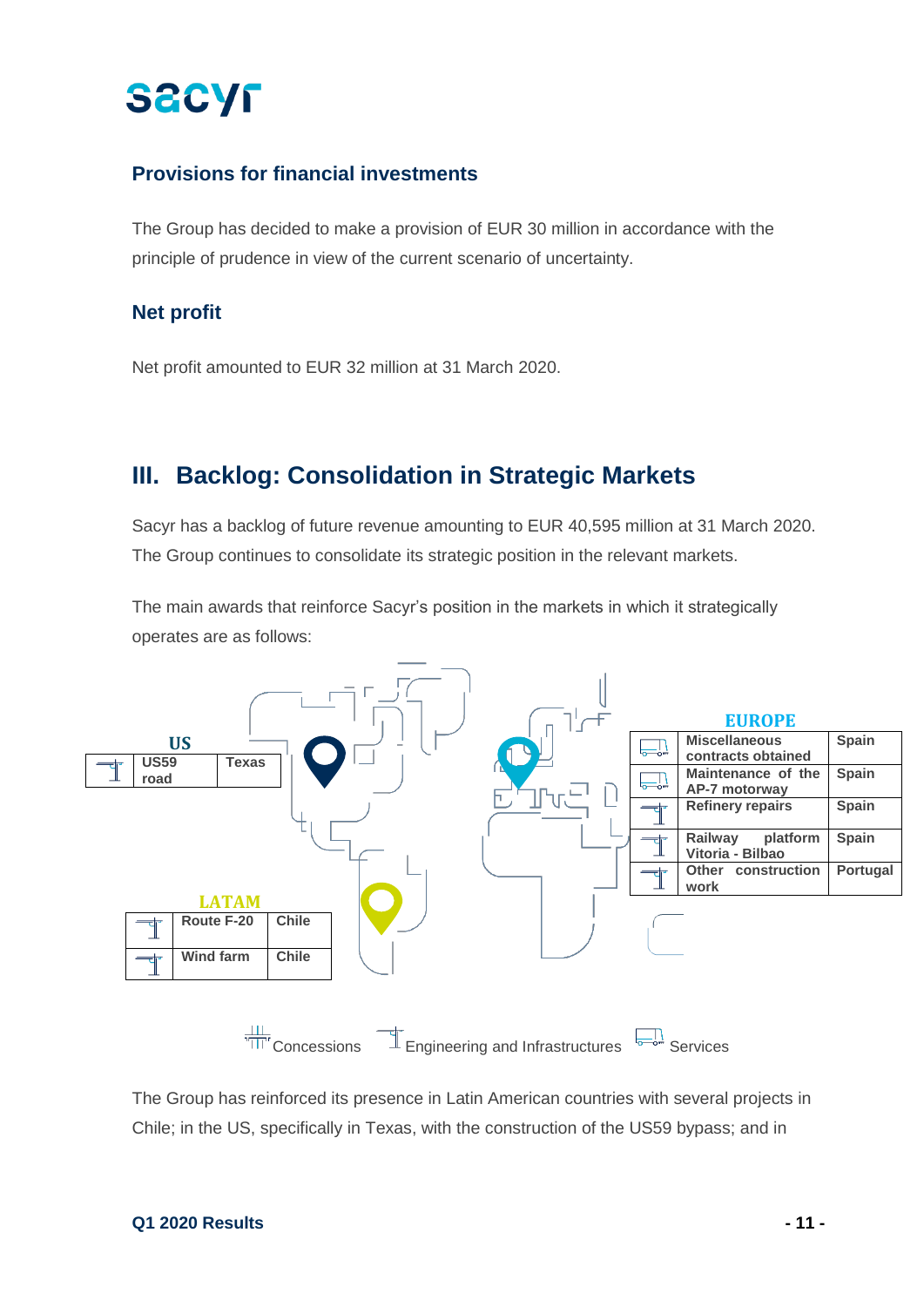## Provisions for financial investments

The Group has decided to make a provision of EUR 30 million in accordance with the principle of prudence in view of the current scenario of uncertainty.

## Net profit

Net profit amounted to EUR 32 million at 31 March 2020.

# III. Backlog: Consolidation in Strategic Markets

Sacyr has a backlog of future revenue amounting to EUR 40,595 million at 31 March 2020. The Group continues to consolidate its strategic position in the relevant markets.

The main awards that reinforce Sacyr's position in the markets in which it strategically operates are as follows:

**US**

| Type | Project | Location |
|---|---|---|
| Engineering and Infrastructures | US59 road | Texas |

**LATAM**

| Type | Project | Location |
|---|---|---|
| Engineering and Infrastructures | Route F-20 | Chile |
| Engineering and Infrastructures | Wind farm | Chile |

**EUROPE**

| Type | Project | Location |
|---|---|---|
| Services | Miscellaneous contracts obtained | Spain |
| Services | Maintenance of the AP-7 motorway | Spain |
| Engineering and Infrastructures | Refinery repairs | Spain |
| Engineering and Infrastructures | Railway platform Vitoria - Bilbao | Spain |
| Engineering and Infrastructures | Other construction work | Portugal |

Concessions | Engineering and Infrastructures | Services

The Group has reinforced its presence in Latin American countries with several projects in Chile; in the US, specifically in Texas, with the construction of the US59 bypass; and in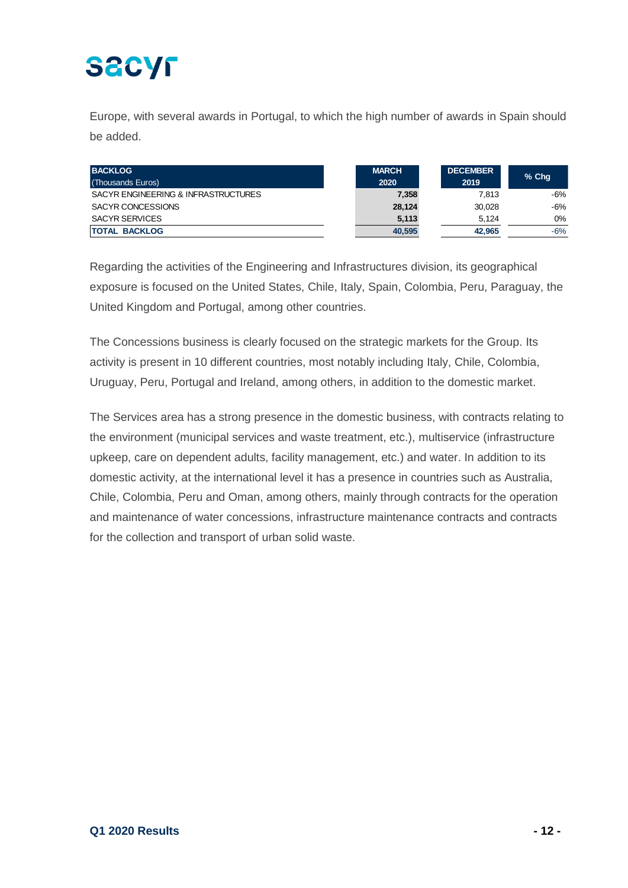Europe, with several awards in Portugal, to which the high number of awards in Spain should be added.

| BACKLOG (Thousands Euros) | MARCH 2020 | DECEMBER 2019 | % Chg |
|---|---|---|---|
| SACYR ENGINEERING & INFRASTRUCTURES | **7,358** | 7,813 | -6% |
| SACYR CONCESSIONS | **28,124** | 30,028 | -6% |
| SACYR SERVICES | **5,113** | 5,124 | 0% |
| **TOTAL BACKLOG** | **40,595** | **42,965** | -6% |

Regarding the activities of the Engineering and Infrastructures division, its geographical exposure is focused on the United States, Chile, Italy, Spain, Colombia, Peru, Paraguay, the United Kingdom and Portugal, among other countries.

The Concessions business is clearly focused on the strategic markets for the Group. Its activity is present in 10 different countries, most notably including Italy, Chile, Colombia, Uruguay, Peru, Portugal and Ireland, among others, in addition to the domestic market.

The Services area has a strong presence in the domestic business, with contracts relating to the environment (municipal services and waste treatment, etc.), multiservice (infrastructure upkeep, care on dependent adults, facility management, etc.) and water. In addition to its domestic activity, at the international level it has a presence in countries such as Australia, Chile, Colombia, Peru and Oman, among others, mainly through contracts for the operation and maintenance of water concessions, infrastructure maintenance contracts and contracts for the collection and transport of urban solid waste.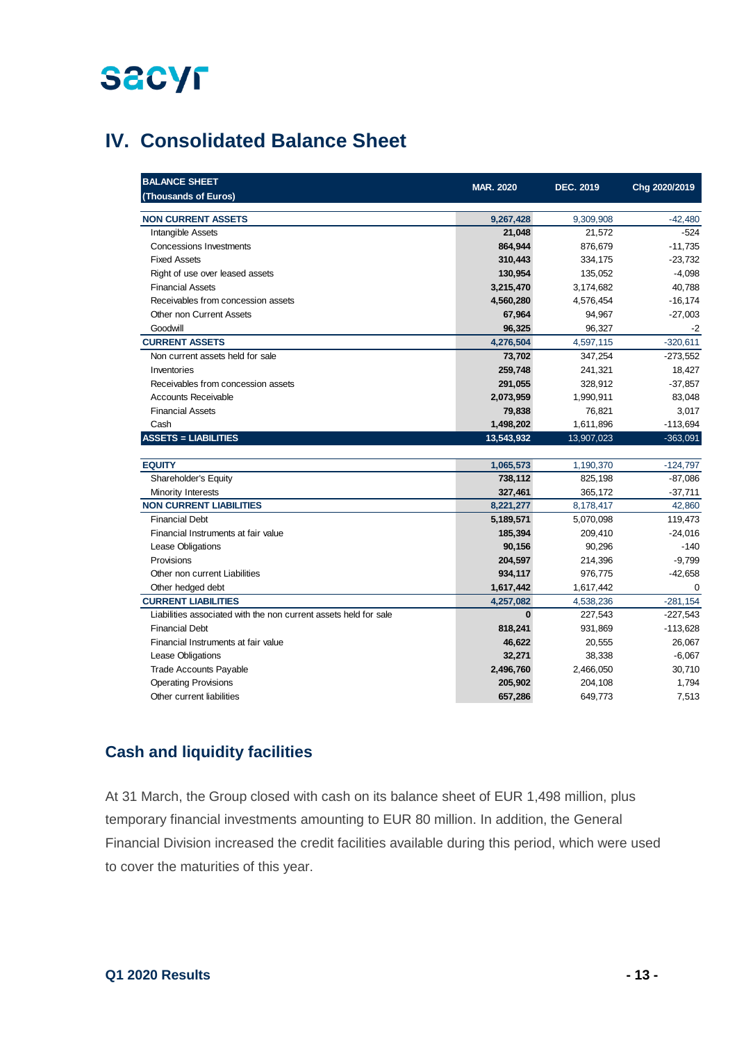# IV. Consolidated Balance Sheet

| BALANCE SHEET (Thousands of Euros) | MAR. 2020 | DEC. 2019 | Chg 2020/2019 |
|---|---|---|---|
| **NON CURRENT ASSETS** | **9,267,428** | 9,309,908 | -42,480 |
| Intangible Assets | **21,048** | 21,572 | -524 |
| Concessions Investments | **864,944** | 876,679 | -11,735 |
| Fixed Assets | **310,443** | 334,175 | -23,732 |
| Right of use over leased assets | **130,954** | 135,052 | -4,098 |
| Financial Assets | **3,215,470** | 3,174,682 | 40,788 |
| Receivables from concession assets | **4,560,280** | 4,576,454 | -16,174 |
| Other non Current Assets | **67,964** | 94,967 | -27,003 |
| Goodwill | **96,325** | 96,327 | -2 |
| **CURRENT ASSETS** | **4,276,504** | 4,597,115 | -320,611 |
| Non current assets held for sale | **73,702** | 347,254 | -273,552 |
| Inventories | **259,748** | 241,321 | 18,427 |
| Receivables from concession assets | **291,055** | 328,912 | -37,857 |
| Accounts Receivable | **2,073,959** | 1,990,911 | 83,048 |
| Financial Assets | **79,838** | 76,821 | 3,017 |
| Cash | **1,498,202** | 1,611,896 | -113,694 |
| **ASSETS = LIABILITIES** | **13,543,932** | 13,907,023 | -363,091 |
| | | | |
| **EQUITY** | **1,065,573** | 1,190,370 | -124,797 |
| Shareholder's Equity | **738,112** | 825,198 | -87,086 |
| Minority Interests | **327,461** | 365,172 | -37,711 |
| **NON CURRENT LIABILITIES** | **8,221,277** | 8,178,417 | 42,860 |
| Financial Debt | **5,189,571** | 5,070,098 | 119,473 |
| Financial Instruments at fair value | **185,394** | 209,410 | -24,016 |
| Lease Obligations | **90,156** | 90,296 | -140 |
| Provisions | **204,597** | 214,396 | -9,799 |
| Other non current Liabilities | **934,117** | 976,775 | -42,658 |
| Other hedged debt | **1,617,442** | 1,617,442 | 0 |
| **CURRENT LIABILITIES** | **4,257,082** | 4,538,236 | -281,154 |
| Liabilities associated with the non current assets held for sale | **0** | 227,543 | -227,543 |
| Financial Debt | **818,241** | 931,869 | -113,628 |
| Financial Instruments at fair value | **46,622** | 20,555 | 26,067 |
| Lease Obligations | **32,271** | 38,338 | -6,067 |
| Trade Accounts Payable | **2,496,760** | 2,466,050 | 30,710 |
| Operating Provisions | **205,902** | 204,108 | 1,794 |
| Other current liabilities | **657,286** | 649,773 | 7,513 |

## Cash and liquidity facilities

At 31 March, the Group closed with cash on its balance sheet of EUR 1,498 million, plus temporary financial investments amounting to EUR 80 million. In addition, the General Financial Division increased the credit facilities available during this period, which were used to cover the maturities of this year.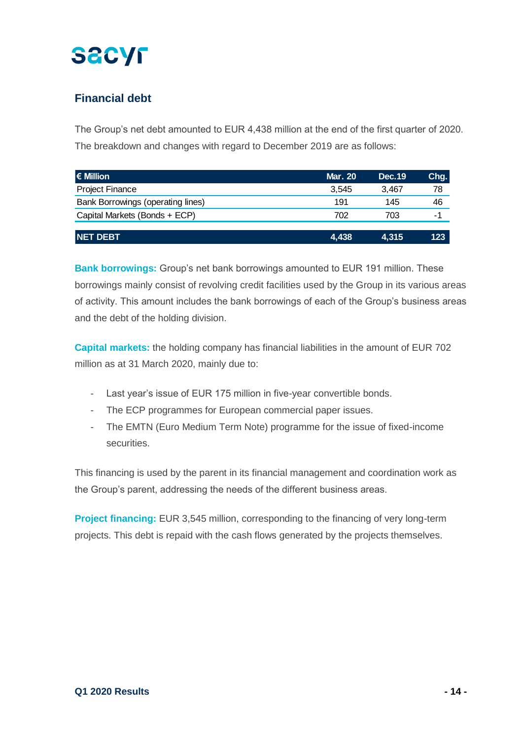## Financial debt

The Group's net debt amounted to EUR 4,438 million at the end of the first quarter of 2020. The breakdown and changes with regard to December 2019 are as follows:

| € Million | Mar. 20 | Dec.19 | Chg. |
|---|---|---|---|
| Project Finance | 3,545 | 3,467 | 78 |
| Bank Borrowings (operating lines) | 191 | 145 | 46 |
| Capital Markets (Bonds + ECP) | 702 | 703 | -1 |
| **NET DEBT** | **4,438** | **4,315** | **123** |

**Bank borrowings:** Group's net bank borrowings amounted to EUR 191 million. These borrowings mainly consist of revolving credit facilities used by the Group in its various areas of activity. This amount includes the bank borrowings of each of the Group's business areas and the debt of the holding division.

**Capital markets:** the holding company has financial liabilities in the amount of EUR 702 million as at 31 March 2020, mainly due to:

- Last year's issue of EUR 175 million in five-year convertible bonds.
- The ECP programmes for European commercial paper issues.
- The EMTN (Euro Medium Term Note) programme for the issue of fixed-income securities.

This financing is used by the parent in its financial management and coordination work as the Group's parent, addressing the needs of the different business areas.

**Project financing:** EUR 3,545 million, corresponding to the financing of very long-term projects. This debt is repaid with the cash flows generated by the projects themselves.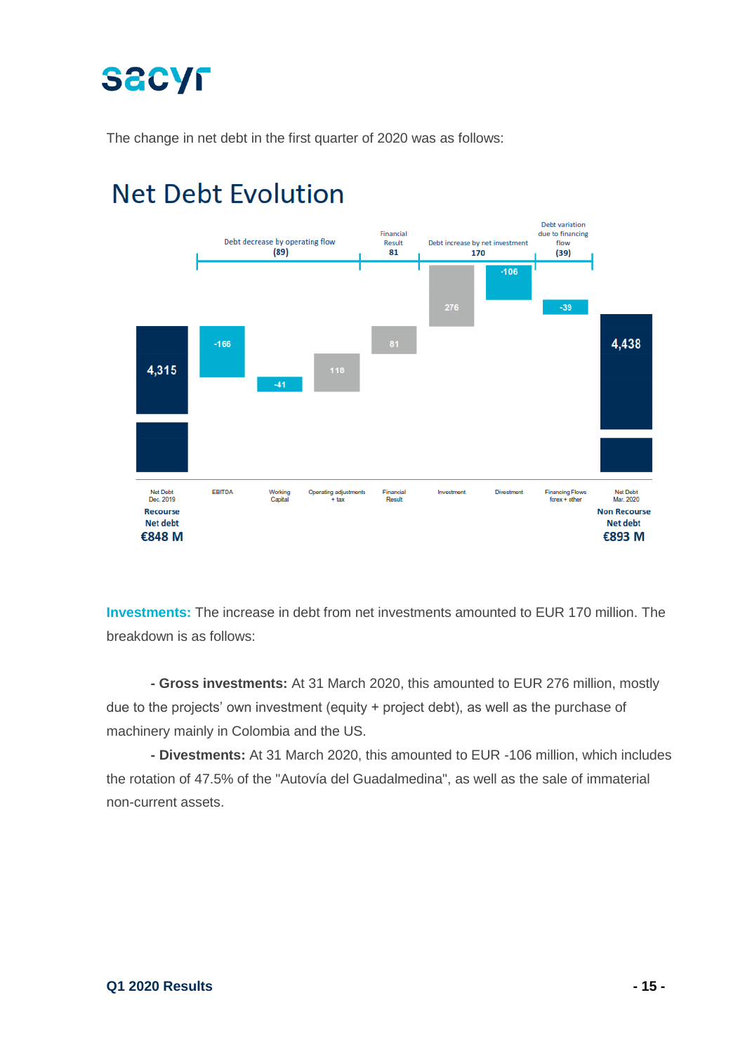The change in net debt in the first quarter of 2020 was as follows:

## Net Debt Evolution

| | Net Debt Dec. 2019 | EBITDA | Working Capital | Operating adjustments + tax | Financial Result | Investment | Divestment | Financing Flows forex + other | Net Debt Mar. 2020 |
|---|---|---|---|---|---|---|---|---|---|
| Value | 4,315 | -166 | -41 | 118 | 81 | 276 | -106 | -39 | 4,438 |

Debt decrease by operating flow (89) | Financial Result 81 | Debt increase by net investment 170 | Debt variation due to financing flow (39)

Recourse Net debt €848 M — Non Recourse Net debt €893 M

**Investments:** The increase in debt from net investments amounted to EUR 170 million. The breakdown is as follows:

**- Gross investments:** At 31 March 2020, this amounted to EUR 276 million, mostly due to the projects' own investment (equity + project debt), as well as the purchase of machinery mainly in Colombia and the US.

**- Divestments:** At 31 March 2020, this amounted to EUR -106 million, which includes the rotation of 47.5% of the "Autovía del Guadalmedina", as well as the sale of immaterial non-current assets.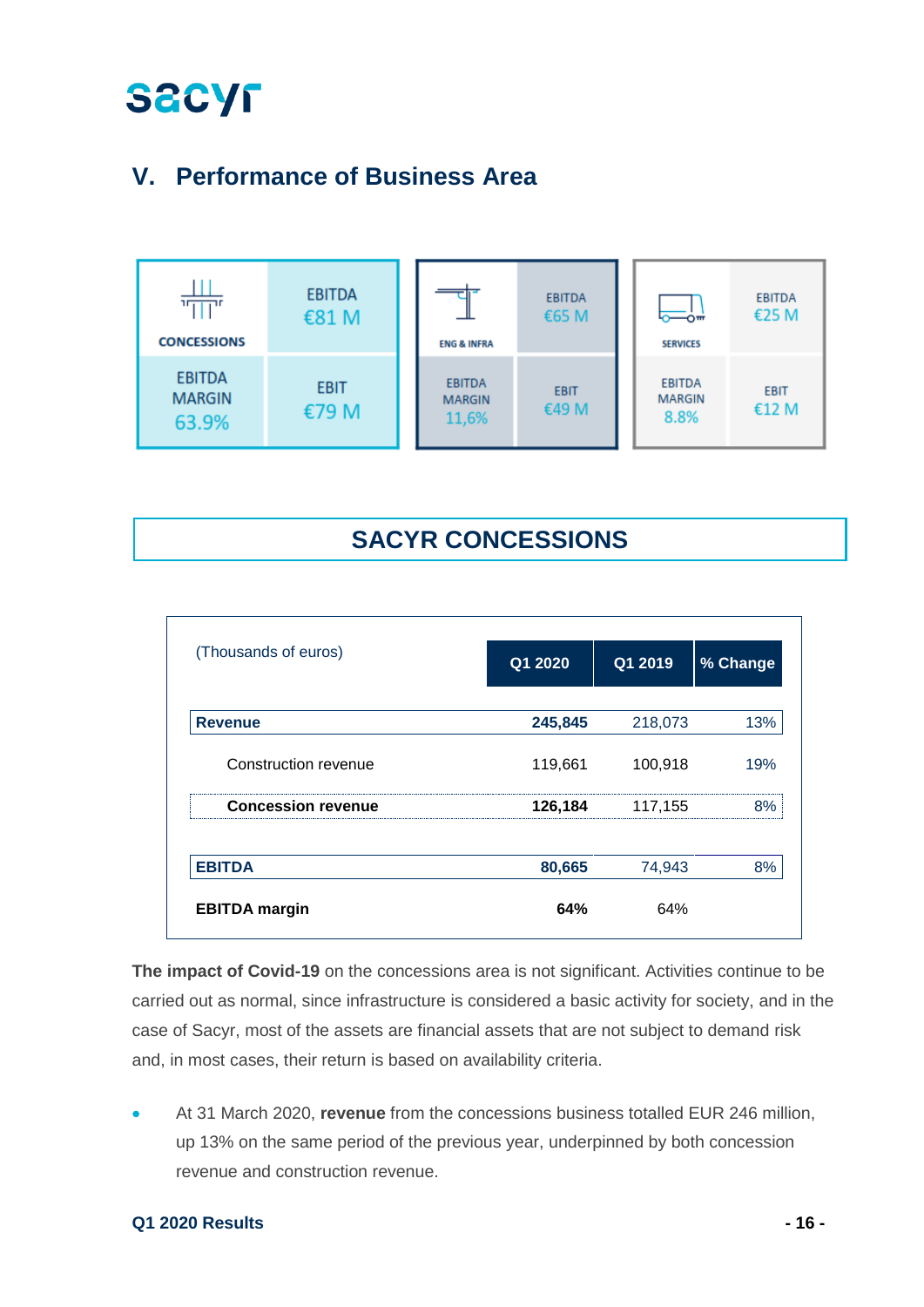## V. Performance of Business Area

| CONCESSIONS | |
|---|---|
| EBITDA | €81 M |
| EBITDA MARGIN 63.9% | EBIT €79 M |

| ENG & INFRA | |
|---|---|
| EBITDA | €65 M |
| EBITDA MARGIN 11,6% | EBIT €49 M |

| SERVICES | |
|---|---|
| EBITDA | €25 M |
| EBITDA MARGIN 8.8% | EBIT €12 M |

## SACYR CONCESSIONS

| (Thousands of euros) | Q1 2020 | Q1 2019 | % Change |
|---|---|---|---|
| **Revenue** | **245,845** | 218,073 | 13% |
| Construction revenue | 119,661 | 100,918 | 19% |
| **Concession revenue** | **126,184** | 117,155 | 8% |
| **EBITDA** | **80,665** | 74,943 | 8% |
| **EBITDA margin** | **64%** | 64% | |

**The impact of Covid-19** on the concessions area is not significant. Activities continue to be carried out as normal, since infrastructure is considered a basic activity for society, and in the case of Sacyr, most of the assets are financial assets that are not subject to demand risk and, in most cases, their return is based on availability criteria.

- At 31 March 2020, **revenue** from the concessions business totalled EUR 246 million, up 13% on the same period of the previous year, underpinned by both concession revenue and construction revenue.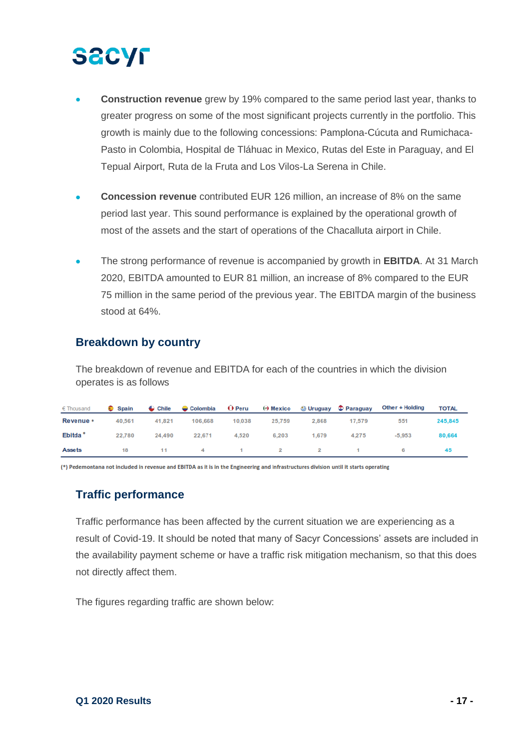- **Construction revenue** grew by 19% compared to the same period last year, thanks to greater progress on some of the most significant projects currently in the portfolio. This growth is mainly due to the following concessions: Pamplona-Cúcuta and Rumichaca-Pasto in Colombia, Hospital de Tláhuac in Mexico, Rutas del Este in Paraguay, and El Tepual Airport, Ruta de la Fruta and Los Vilos-La Serena in Chile.

- **Concession revenue** contributed EUR 126 million, an increase of 8% on the same period last year. This sound performance is explained by the operational growth of most of the assets and the start of operations of the Chacalluta airport in Chile.

- The strong performance of revenue is accompanied by growth in **EBITDA**. At 31 March 2020, EBITDA amounted to EUR 81 million, an increase of 8% compared to the EUR 75 million in the same period of the previous year. The EBITDA margin of the business stood at 64%.

## Breakdown by country

The breakdown of revenue and EBITDA for each of the countries in which the division operates is as follows

| € Thousand | Spain | Chile | Colombia | Peru | Mexico | Uruguay | Paraguay | Other + Holding | TOTAL |
|---|---|---|---|---|---|---|---|---|---|
| Revenue * | 40,561 | 41,821 | 106,668 | 10,038 | 25,759 | 2,868 | 17,579 | 551 | 245,845 |
| Ebitda * | 22,780 | 24,490 | 22,671 | 4,520 | 6,203 | 1,679 | 4,275 | -5,953 | 80,664 |
| Assets | 18 | 11 | 4 | 1 | 2 | 2 | 1 | 6 | 45 |

(*) Pedemontana not included in revenue and EBITDA as it is in the Engineering and Infrastructures division until it starts operating

## Traffic performance

Traffic performance has been affected by the current situation we are experiencing as a result of Covid-19. It should be noted that many of Sacyr Concessions' assets are included in the availability payment scheme or have a traffic risk mitigation mechanism, so that this does not directly affect them.

The figures regarding traffic are shown below: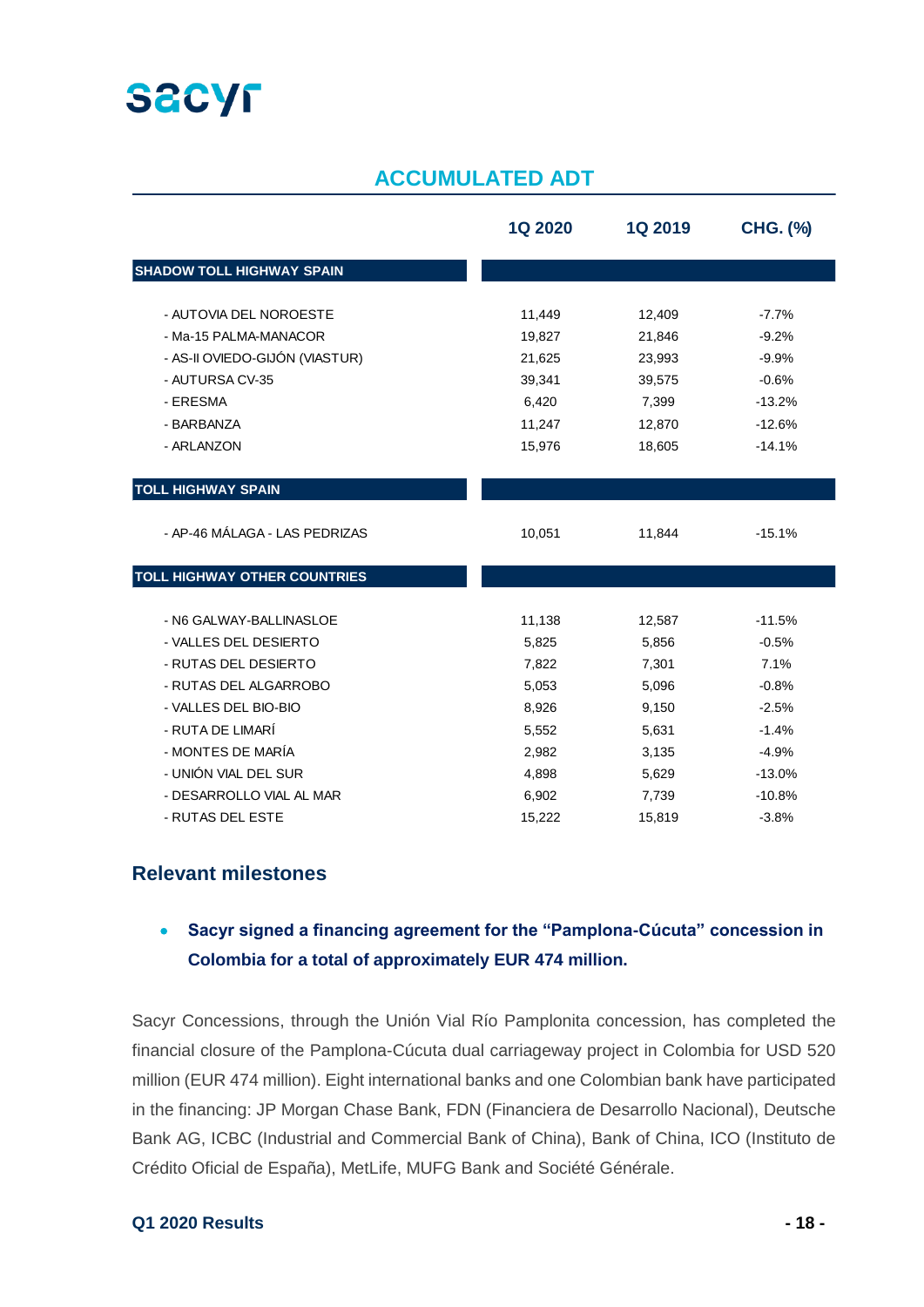## ACCUMULATED ADT

| | 1Q 2020 | 1Q 2019 | CHG. (%) |
|---|---|---|---|
| **SHADOW TOLL HIGHWAY SPAIN** | | | |
| - AUTOVIA DEL NOROESTE | 11,449 | 12,409 | -7.7% |
| - Ma-15 PALMA-MANACOR | 19,827 | 21,846 | -9.2% |
| - AS-II OVIEDO-GIJÓN (VIASTUR) | 21,625 | 23,993 | -9.9% |
| - AUTURSA CV-35 | 39,341 | 39,575 | -0.6% |
| - ERESMA | 6,420 | 7,399 | -13.2% |
| - BARBANZA | 11,247 | 12,870 | -12.6% |
| - ARLANZON | 15,976 | 18,605 | -14.1% |
| **TOLL HIGHWAY SPAIN** | | | |
| - AP-46 MÁLAGA - LAS PEDRIZAS | 10,051 | 11,844 | -15.1% |
| **TOLL HIGHWAY OTHER COUNTRIES** | | | |
| - N6 GALWAY-BALLINASLOE | 11,138 | 12,587 | -11.5% |
| - VALLES DEL DESIERTO | 5,825 | 5,856 | -0.5% |
| - RUTAS DEL DESIERTO | 7,822 | 7,301 | 7.1% |
| - RUTAS DEL ALGARROBO | 5,053 | 5,096 | -0.8% |
| - VALLES DEL BIO-BIO | 8,926 | 9,150 | -2.5% |
| - RUTA DE LIMARÍ | 5,552 | 5,631 | -1.4% |
| - MONTES DE MARÍA | 2,982 | 3,135 | -4.9% |
| - UNIÓN VIAL DEL SUR | 4,898 | 5,629 | -13.0% |
| - DESARROLLO VIAL AL MAR | 6,902 | 7,739 | -10.8% |
| - RUTAS DEL ESTE | 15,222 | 15,819 | -3.8% |

## Relevant milestones

- **Sacyr signed a financing agreement for the "Pamplona-Cúcuta" concession in Colombia for a total of approximately EUR 474 million.**

Sacyr Concessions, through the Unión Vial Río Pamplonita concession, has completed the financial closure of the Pamplona-Cúcuta dual carriageway project in Colombia for USD 520 million (EUR 474 million). Eight international banks and one Colombian bank have participated in the financing: JP Morgan Chase Bank, FDN (Financiera de Desarrollo Nacional), Deutsche Bank AG, ICBC (Industrial and Commercial Bank of China), Bank of China, ICO (Instituto de Crédito Oficial de España), MetLife, MUFG Bank and Société Générale.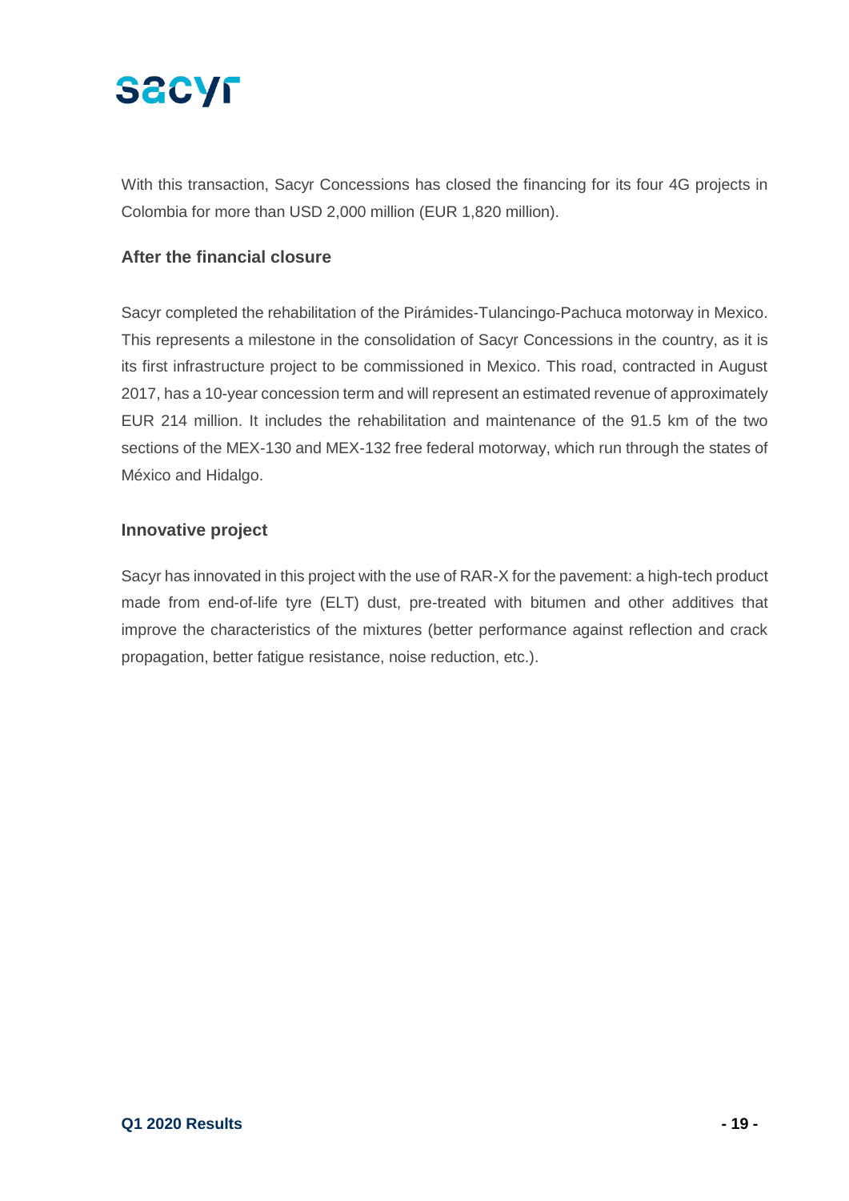With this transaction, Sacyr Concessions has closed the financing for its four 4G projects in Colombia for more than USD 2,000 million (EUR 1,820 million).

### After the financial closure

Sacyr completed the rehabilitation of the Pirámides-Tulancingo-Pachuca motorway in Mexico. This represents a milestone in the consolidation of Sacyr Concessions in the country, as it is its first infrastructure project to be commissioned in Mexico. This road, contracted in August 2017, has a 10-year concession term and will represent an estimated revenue of approximately EUR 214 million. It includes the rehabilitation and maintenance of the 91.5 km of the two sections of the MEX-130 and MEX-132 free federal motorway, which run through the states of México and Hidalgo.

### Innovative project

Sacyr has innovated in this project with the use of RAR-X for the pavement: a high-tech product made from end-of-life tyre (ELT) dust, pre-treated with bitumen and other additives that improve the characteristics of the mixtures (better performance against reflection and crack propagation, better fatigue resistance, noise reduction, etc.).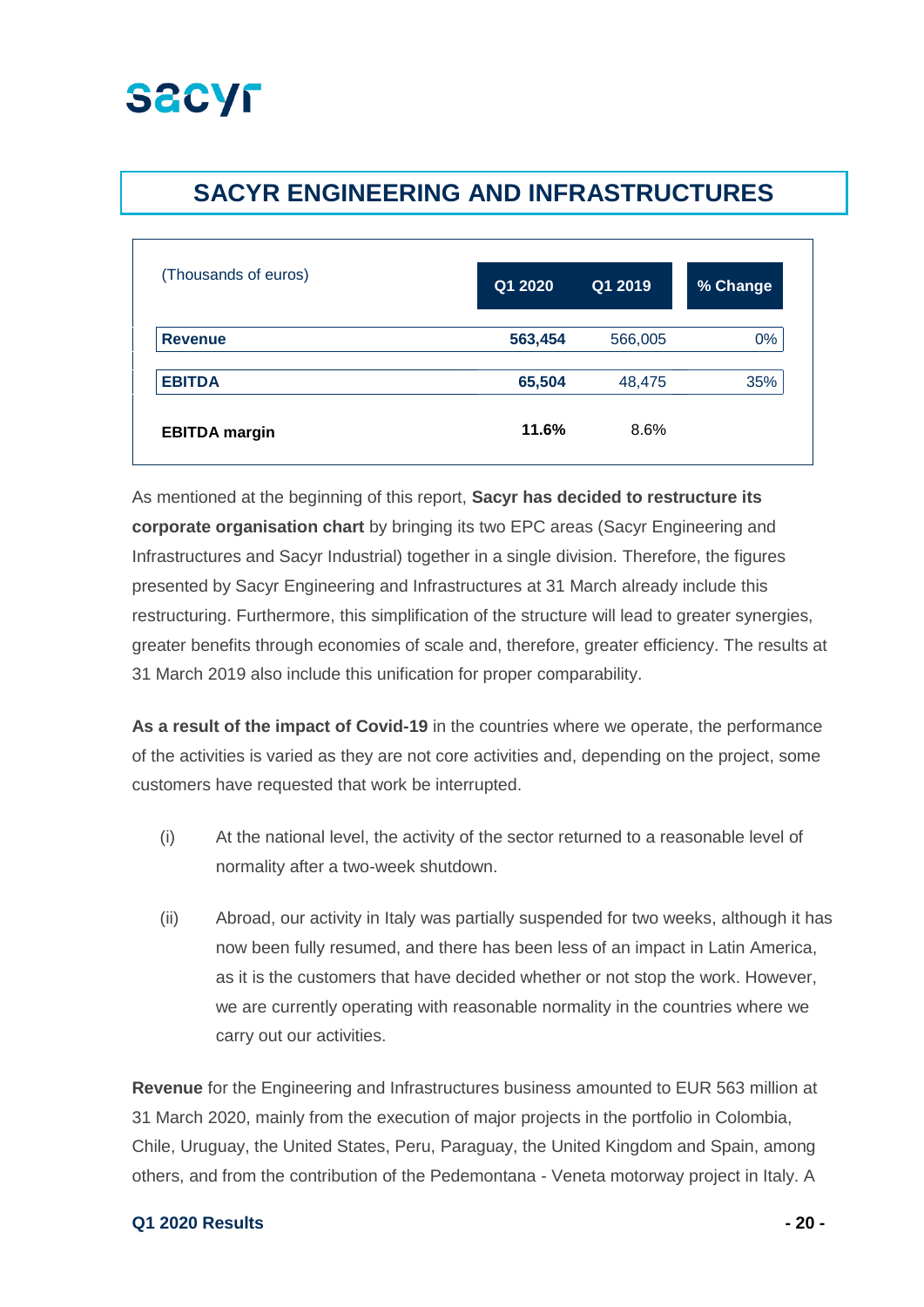## SACYR ENGINEERING AND INFRASTRUCTURES

| (Thousands of euros) | Q1 2020 | Q1 2019 | % Change |
|---|---|---|---|
| **Revenue** | **563,454** | 566,005 | 0% |
| **EBITDA** | **65,504** | 48,475 | 35% |
| **EBITDA margin** | **11.6%** | 8.6% | |

As mentioned at the beginning of this report, **Sacyr has decided to restructure its corporate organisation chart** by bringing its two EPC areas (Sacyr Engineering and Infrastructures and Sacyr Industrial) together in a single division. Therefore, the figures presented by Sacyr Engineering and Infrastructures at 31 March already include this restructuring. Furthermore, this simplification of the structure will lead to greater synergies, greater benefits through economies of scale and, therefore, greater efficiency. The results at 31 March 2019 also include this unification for proper comparability.

**As a result of the impact of Covid-19** in the countries where we operate, the performance of the activities is varied as they are not core activities and, depending on the project, some customers have requested that work be interrupted.

(i) At the national level, the activity of the sector returned to a reasonable level of normality after a two-week shutdown.

(ii) Abroad, our activity in Italy was partially suspended for two weeks, although it has now been fully resumed, and there has been less of an impact in Latin America, as it is the customers that have decided whether or not stop the work. However, we are currently operating with reasonable normality in the countries where we carry out our activities.

**Revenue** for the Engineering and Infrastructures business amounted to EUR 563 million at 31 March 2020, mainly from the execution of major projects in the portfolio in Colombia, Chile, Uruguay, the United States, Peru, Paraguay, the United Kingdom and Spain, among others, and from the contribution of the Pedemontana - Veneta motorway project in Italy. A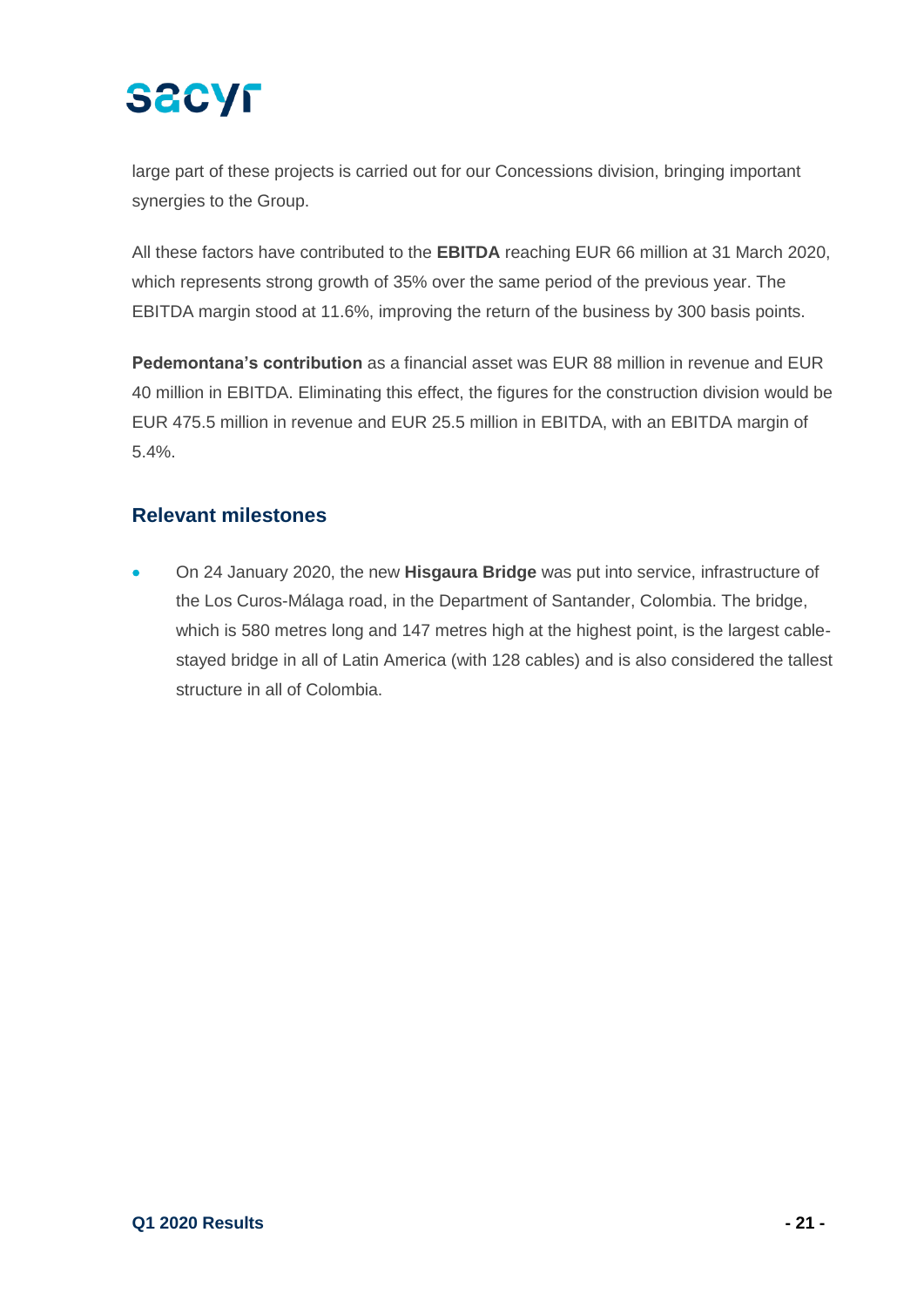large part of these projects is carried out for our Concessions division, bringing important synergies to the Group.

All these factors have contributed to the **EBITDA** reaching EUR 66 million at 31 March 2020, which represents strong growth of 35% over the same period of the previous year. The EBITDA margin stood at 11.6%, improving the return of the business by 300 basis points.

**Pedemontana's contribution** as a financial asset was EUR 88 million in revenue and EUR 40 million in EBITDA. Eliminating this effect, the figures for the construction division would be EUR 475.5 million in revenue and EUR 25.5 million in EBITDA, with an EBITDA margin of 5.4%.

## Relevant milestones

- On 24 January 2020, the new **Hisgaura Bridge** was put into service, infrastructure of the Los Curos-Málaga road, in the Department of Santander, Colombia. The bridge, which is 580 metres long and 147 metres high at the highest point, is the largest cable-stayed bridge in all of Latin America (with 128 cables) and is also considered the tallest structure in all of Colombia.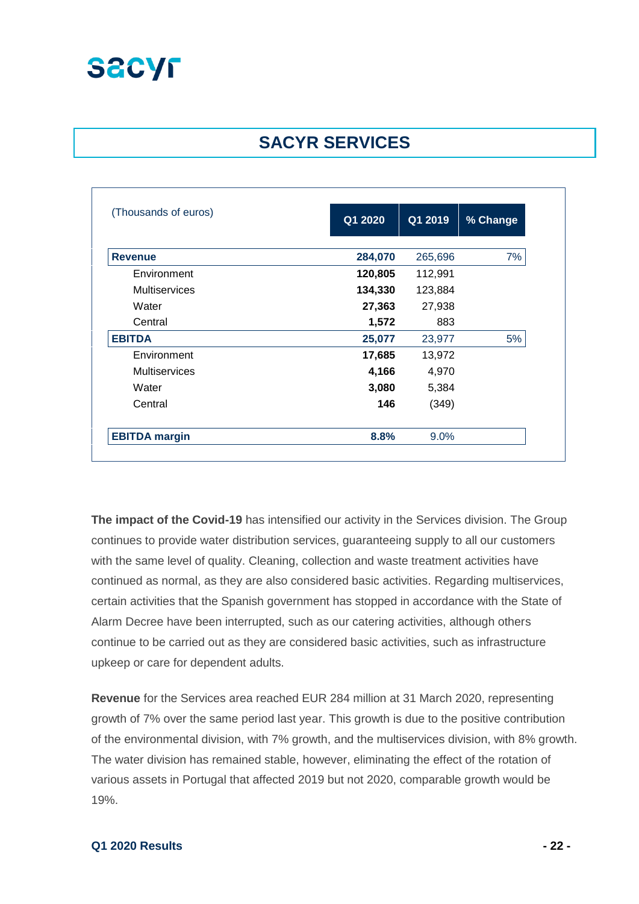# SACYR SERVICES

| (Thousands of euros) | Q1 2020 | Q1 2019 | % Change |
|---|---|---|---|
| **Revenue** | **284,070** | 265,696 | 7% |
| Environment | **120,805** | 112,991 | |
| Multiservices | **134,330** | 123,884 | |
| Water | **27,363** | 27,938 | |
| Central | **1,572** | 883 | |
| **EBITDA** | **25,077** | 23,977 | 5% |
| Environment | **17,685** | 13,972 | |
| Multiservices | **4,166** | 4,970 | |
| Water | **3,080** | 5,384 | |
| Central | **146** | (349) | |
| **EBITDA margin** | **8.8%** | 9.0% | |

**The impact of the Covid-19** has intensified our activity in the Services division. The Group continues to provide water distribution services, guaranteeing supply to all our customers with the same level of quality. Cleaning, collection and waste treatment activities have continued as normal, as they are also considered basic activities. Regarding multiservices, certain activities that the Spanish government has stopped in accordance with the State of Alarm Decree have been interrupted, such as our catering activities, although others continue to be carried out as they are considered basic activities, such as infrastructure upkeep or care for dependent adults.

**Revenue** for the Services area reached EUR 284 million at 31 March 2020, representing growth of 7% over the same period last year. This growth is due to the positive contribution of the environmental division, with 7% growth, and the multiservices division, with 8% growth. The water division has remained stable, however, eliminating the effect of the rotation of various assets in Portugal that affected 2019 but not 2020, comparable growth would be 19%.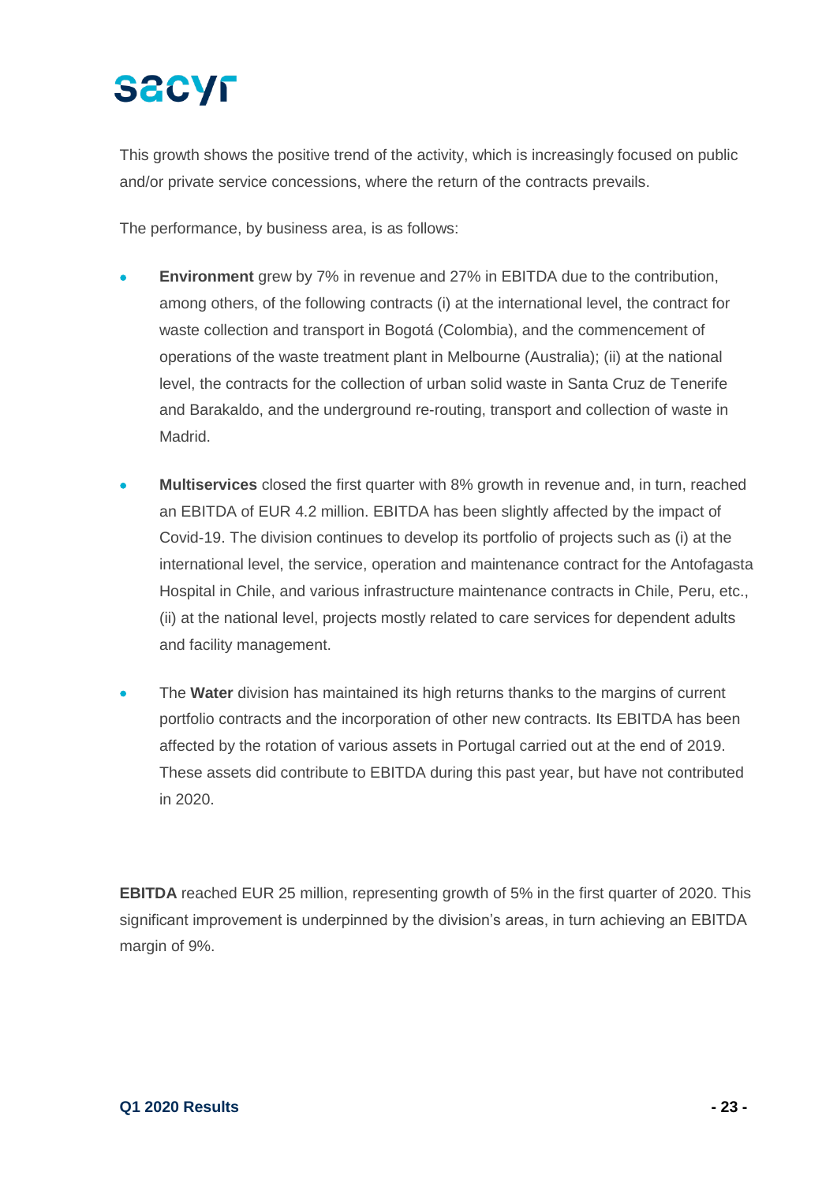This growth shows the positive trend of the activity, which is increasingly focused on public and/or private service concessions, where the return of the contracts prevails.

The performance, by business area, is as follows:

- **Environment** grew by 7% in revenue and 27% in EBITDA due to the contribution, among others, of the following contracts (i) at the international level, the contract for waste collection and transport in Bogotá (Colombia), and the commencement of operations of the waste treatment plant in Melbourne (Australia); (ii) at the national level, the contracts for the collection of urban solid waste in Santa Cruz de Tenerife and Barakaldo, and the underground re-routing, transport and collection of waste in Madrid.

- **Multiservices** closed the first quarter with 8% growth in revenue and, in turn, reached an EBITDA of EUR 4.2 million. EBITDA has been slightly affected by the impact of Covid-19. The division continues to develop its portfolio of projects such as (i) at the international level, the service, operation and maintenance contract for the Antofagasta Hospital in Chile, and various infrastructure maintenance contracts in Chile, Peru, etc., (ii) at the national level, projects mostly related to care services for dependent adults and facility management.

- The **Water** division has maintained its high returns thanks to the margins of current portfolio contracts and the incorporation of other new contracts. Its EBITDA has been affected by the rotation of various assets in Portugal carried out at the end of 2019. These assets did contribute to EBITDA during this past year, but have not contributed in 2020.

**EBITDA** reached EUR 25 million, representing growth of 5% in the first quarter of 2020. This significant improvement is underpinned by the division's areas, in turn achieving an EBITDA margin of 9%.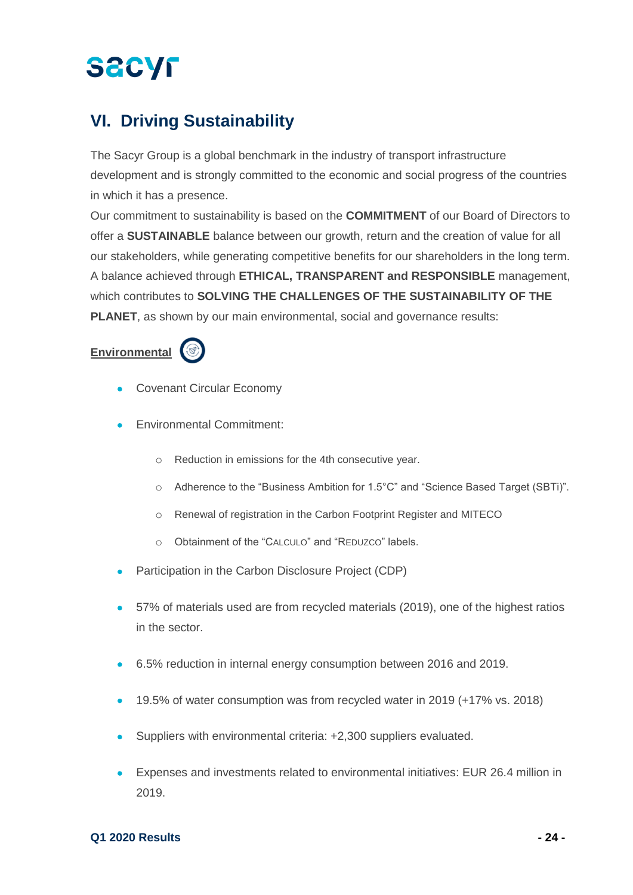## VI. Driving Sustainability

The Sacyr Group is a global benchmark in the industry of transport infrastructure development and is strongly committed to the economic and social progress of the countries in which it has a presence.

Our commitment to sustainability is based on the **COMMITMENT** of our Board of Directors to offer a **SUSTAINABLE** balance between our growth, return and the creation of value for all our stakeholders, while generating competitive benefits for our shareholders in the long term. A balance achieved through **ETHICAL, TRANSPARENT and RESPONSIBLE** management, which contributes to **SOLVING THE CHALLENGES OF THE SUSTAINABILITY OF THE PLANET**, as shown by our main environmental, social and governance results:

**Environmental**

- Covenant Circular Economy
- Environmental Commitment:
  - Reduction in emissions for the 4th consecutive year.
  - Adherence to the "Business Ambition for 1.5°C" and "Science Based Target (SBTi)".
  - Renewal of registration in the Carbon Footprint Register and MITECO
  - Obtainment of the "CALCULO" and "REDUZCO" labels.
- Participation in the Carbon Disclosure Project (CDP)
- 57% of materials used are from recycled materials (2019), one of the highest ratios in the sector.
- 6.5% reduction in internal energy consumption between 2016 and 2019.
- 19.5% of water consumption was from recycled water in 2019 (+17% vs. 2018)
- Suppliers with environmental criteria: +2,300 suppliers evaluated.
- Expenses and investments related to environmental initiatives: EUR 26.4 million in 2019.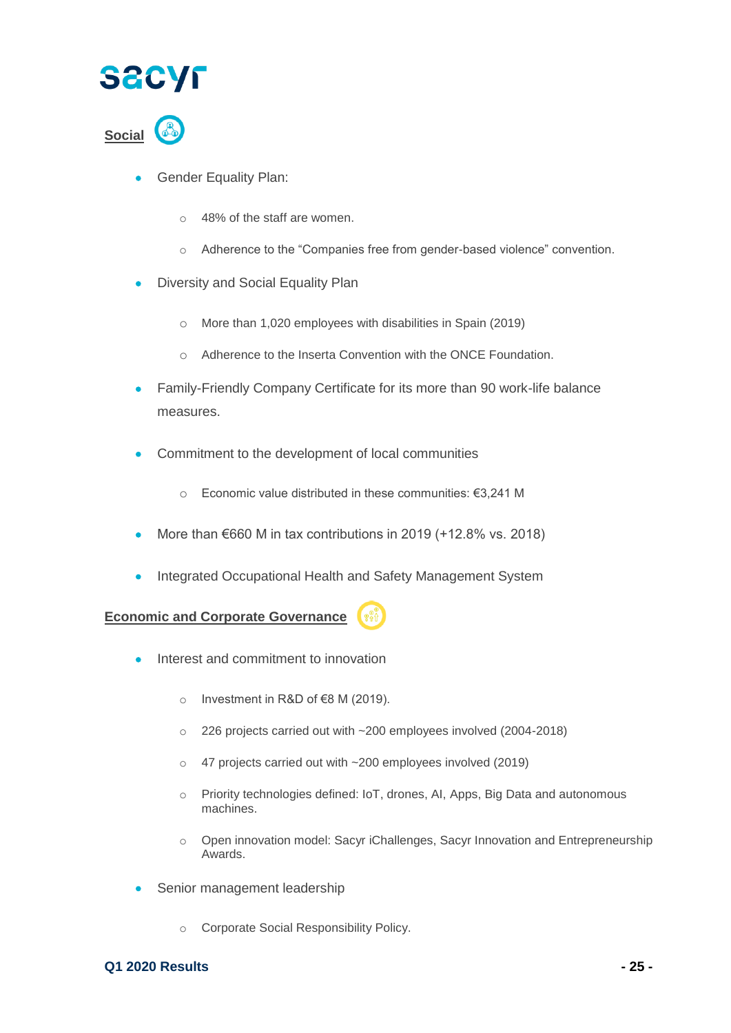**Social**

- Gender Equality Plan:
  - 48% of the staff are women.
  - Adherence to the "Companies free from gender-based violence" convention.
- Diversity and Social Equality Plan
  - More than 1,020 employees with disabilities in Spain (2019)
  - Adherence to the Inserta Convention with the ONCE Foundation.
- Family-Friendly Company Certificate for its more than 90 work-life balance measures.
- Commitment to the development of local communities
  - Economic value distributed in these communities: €3,241 M
- More than €660 M in tax contributions in 2019 (+12.8% vs. 2018)
- Integrated Occupational Health and Safety Management System

**Economic and Corporate Governance**

- Interest and commitment to innovation
  - Investment in R&D of €8 M (2019).
  - 226 projects carried out with ~200 employees involved (2004-2018)
  - 47 projects carried out with ~200 employees involved (2019)
  - Priority technologies defined: IoT, drones, AI, Apps, Big Data and autonomous machines.
  - Open innovation model: Sacyr iChallenges, Sacyr Innovation and Entrepreneurship Awards.
- Senior management leadership
  - Corporate Social Responsibility Policy.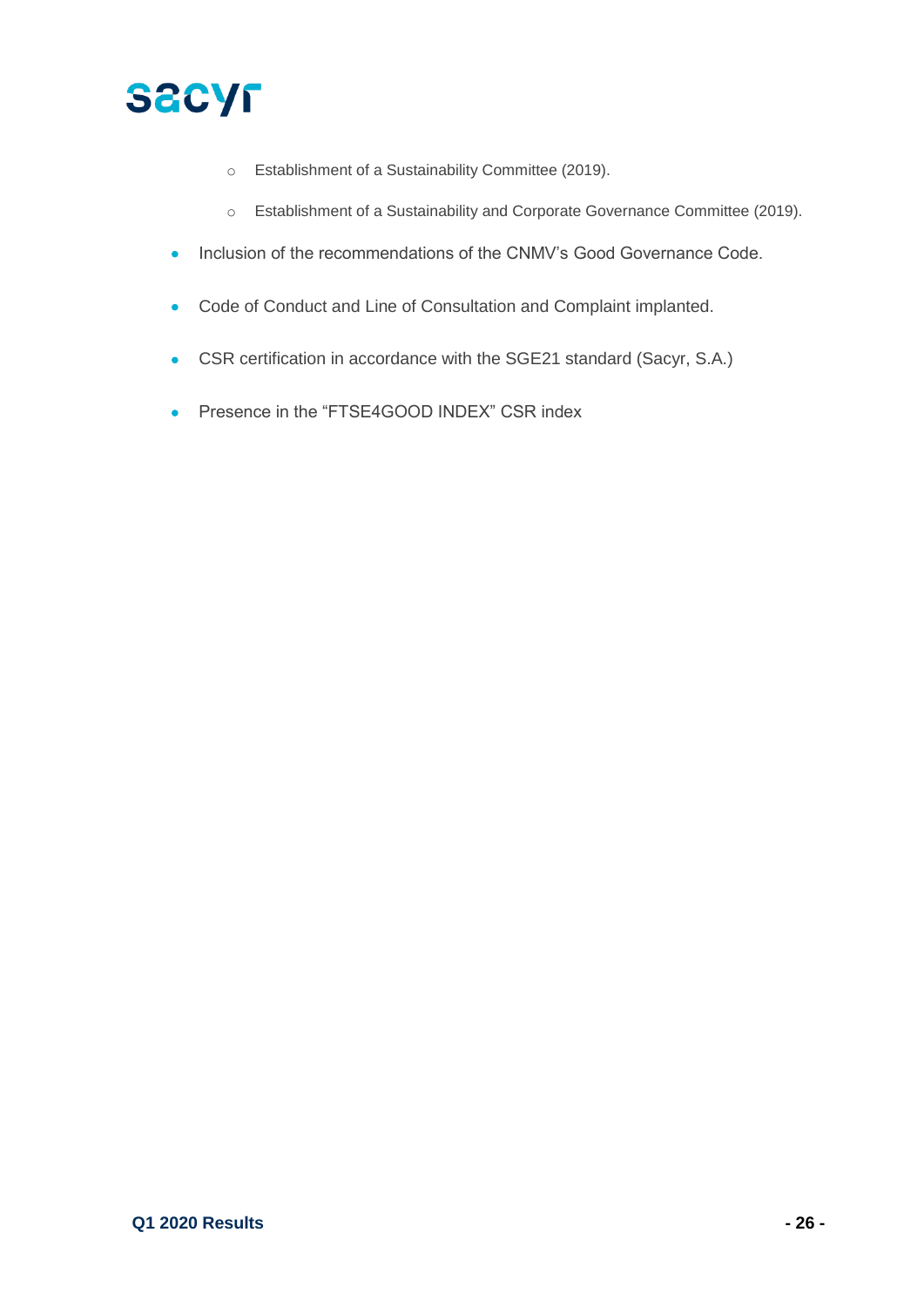- Establishment of a Sustainability Committee (2019).
    - Establishment of a Sustainability and Corporate Governance Committee (2019).

- Inclusion of the recommendations of the CNMV's Good Governance Code.
- Code of Conduct and Line of Consultation and Complaint implanted.
- CSR certification in accordance with the SGE21 standard (Sacyr, S.A.)
- Presence in the "FTSE4GOOD INDEX" CSR index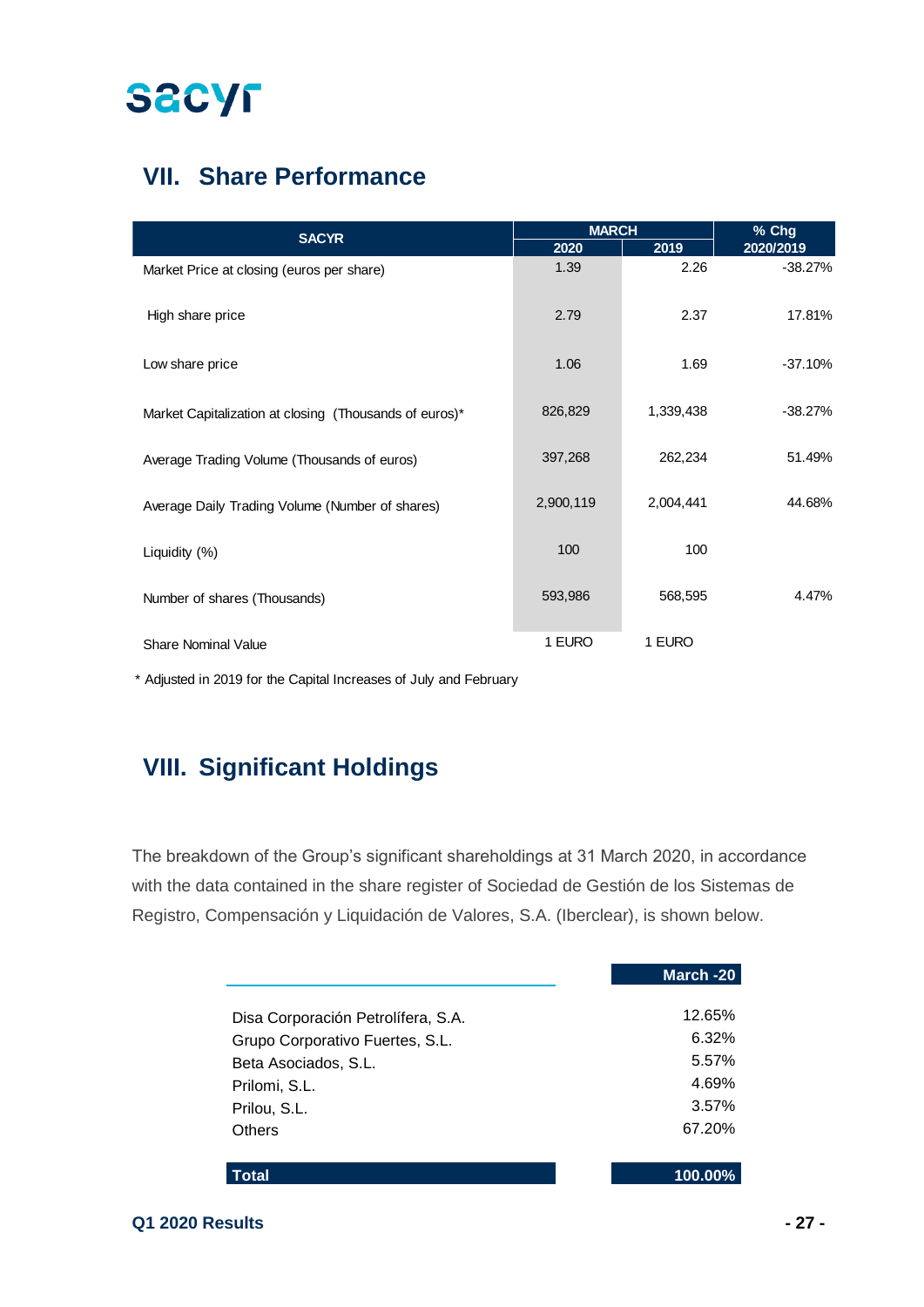## VII. Share Performance

| SACYR | MARCH | | % Chg |
|---|---|---|---|
| | 2020 | 2019 | 2020/2019 |
| Market Price at closing (euros per share) | 1.39 | 2.26 | -38.27% |
| High share price | 2.79 | 2.37 | 17.81% |
| Low share price | 1.06 | 1.69 | -37.10% |
| Market Capitalization at closing (Thousands of euros)* | 826,829 | 1,339,438 | -38.27% |
| Average Trading Volume (Thousands of euros) | 397,268 | 262,234 | 51.49% |
| Average Daily Trading Volume (Number of shares) | 2,900,119 | 2,004,441 | 44.68% |
| Liquidity (%) | 100 | 100 | |
| Number of shares (Thousands) | 593,986 | 568,595 | 4.47% |
| Share Nominal Value | 1 EURO | 1 EURO | |

\* Adjusted in 2019 for the Capital Increases of July and February

## VIII. Significant Holdings

The breakdown of the Group's significant shareholdings at 31 March 2020, in accordance with the data contained in the share register of Sociedad de Gestión de los Sistemas de Registro, Compensación y Liquidación de Valores, S.A. (Iberclear), is shown below.

| | March -20 |
|---|---|
| Disa Corporación Petrolífera, S.A. | 12.65% |
| Grupo Corporativo Fuertes, S.L. | 6.32% |
| Beta Asociados, S.L. | 5.57% |
| Prilomi, S.L. | 4.69% |
| Prilou, S.L. | 3.57% |
| Others | 67.20% |
| **Total** | **100.00%** |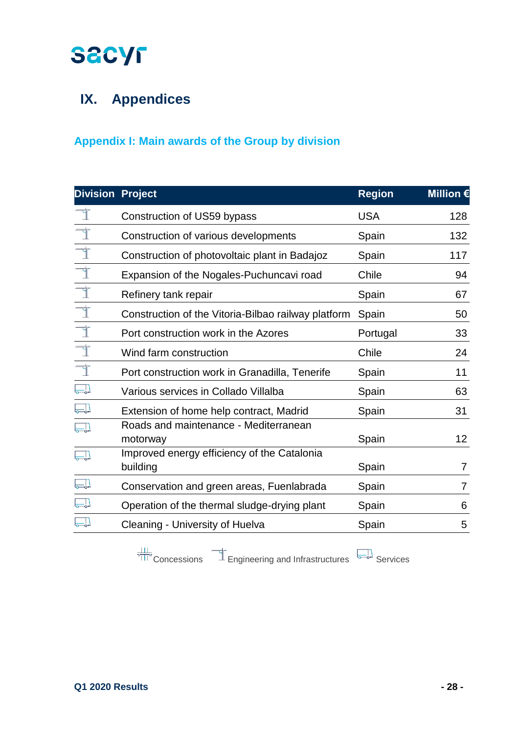# IX. Appendices

## Appendix I: Main awards of the Group by division

| Division | Project | Region | Million € |
|---|---|---|---|
| Engineering and Infrastructures | Construction of US59 bypass | USA | 128 |
| Engineering and Infrastructures | Construction of various developments | Spain | 132 |
| Engineering and Infrastructures | Construction of photovoltaic plant in Badajoz | Spain | 117 |
| Engineering and Infrastructures | Expansion of the Nogales-Puchuncavi road | Chile | 94 |
| Engineering and Infrastructures | Refinery tank repair | Spain | 67 |
| Engineering and Infrastructures | Construction of the Vitoria-Bilbao railway platform | Spain | 50 |
| Engineering and Infrastructures | Port construction work in the Azores | Portugal | 33 |
| Engineering and Infrastructures | Wind farm construction | Chile | 24 |
| Engineering and Infrastructures | Port construction work in Granadilla, Tenerife | Spain | 11 |
| Services | Various services in Collado Villalba | Spain | 63 |
| Services | Extension of home help contract, Madrid | Spain | 31 |
| Services | Roads and maintenance - Mediterranean motorway | Spain | 12 |
| Services | Improved energy efficiency of the Catalonia building | Spain | 7 |
| Services | Conservation and green areas, Fuenlabrada | Spain | 7 |
| Services | Operation of the thermal sludge-drying plant | Spain | 6 |
| Services | Cleaning - University of Huelva | Spain | 5 |

Concessions   Engineering and Infrastructures   Services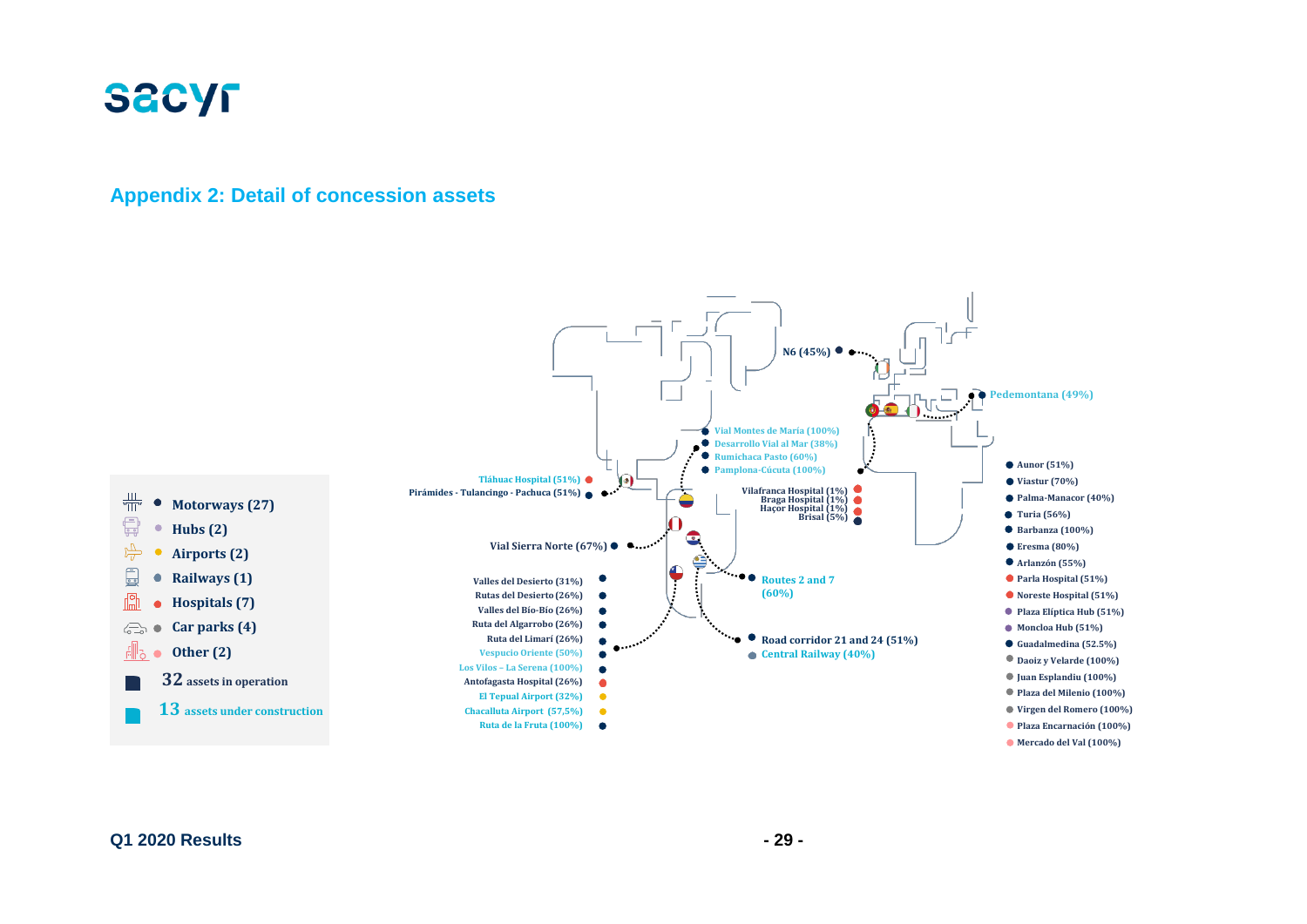## Appendix 2: Detail of concession assets

- Motorways (27)
- Hubs (2)
- Airports (2)
- Railways (1)
- Hospitals (7)
- Car parks (4)
- Other (2)

**32** assets in operation

**13** assets under construction

N6 (45%)

Pedemontana (49%)

Vial Montes de María (100%)
Desarrollo Vial al Mar (38%)
Rumichaca Pasto (60%)
Pamplona-Cúcuta (100%)

Tláhuac Hospital (51%)
Pirámides - Tulancingo - Pachuca (51%)

Vilafranca Hospital (1%)
Braga Hospital (1%)
Haçor Hospital (1%)
Brisal (5%)

Vial Sierra Norte (67%)

Routes 2 and 7 (60%)

Road corridor 21 and 24 (51%)
Central Railway (40%)

Valles del Desierto (31%)
Rutas del Desierto (26%)
Valles del Bío-Bío (26%)
Ruta del Algarrobo (26%)
Ruta del Limarí (26%)
Vespucio Oriente (50%)
Los Vilos – La Serena (100%)
Antofagasta Hospital (26%)
El Tepual Airport (32%)
Chacalluta Airport (57,5%)
Ruta de la Fruta (100%)

Aunor (51%)
Viastur (70%)
Palma-Manacor (40%)
Turia (56%)
Barbanza (100%)
Eresma (80%)
Arlanzón (55%)
Parla Hospital (51%)
Noreste Hospital (51%)
Plaza Elíptica Hub (51%)
Moncloa Hub (51%)
Guadalmedina (52.5%)
Daoiz y Velarde (100%)
Juan Esplandiu (100%)
Plaza del Milenio (100%)
Virgen del Romero (100%)
Plaza Encarnación (100%)
Mercado del Val (100%)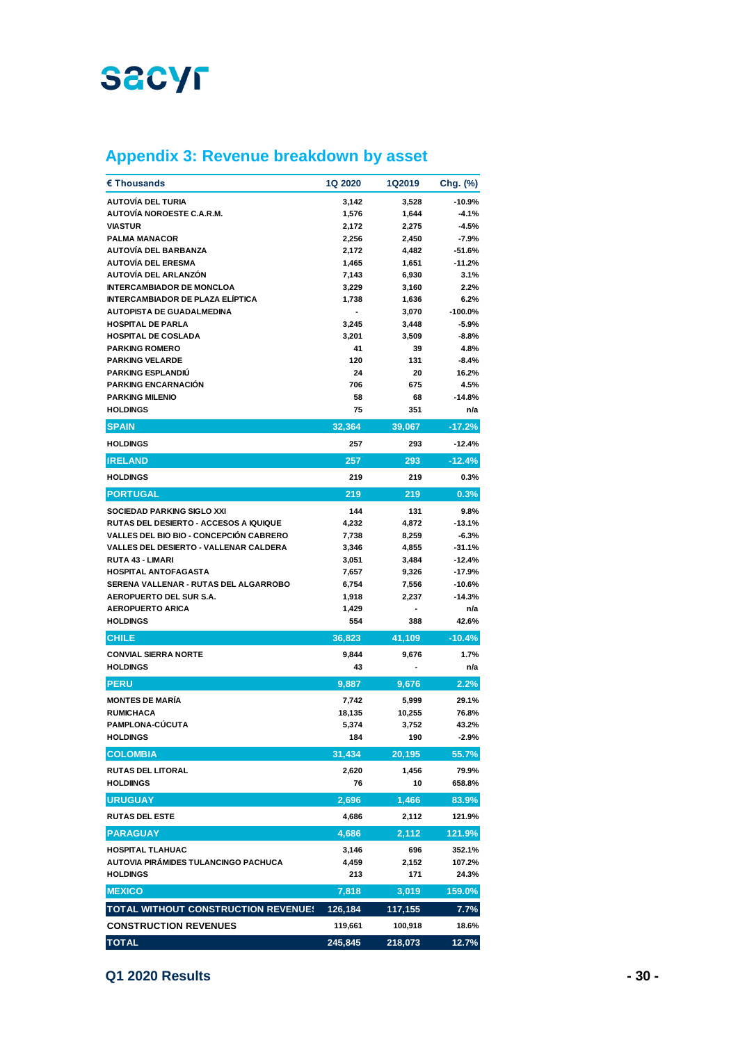## Appendix 3: Revenue breakdown by asset

| € Thousands | 1Q 2020 | 1Q2019 | Chg. (%) |
|---|---|---|---|
| AUTOVÍA DEL TURIA | 3,142 | 3,528 | -10.9% |
| AUTOVÍA NOROESTE C.A.R.M. | 1,576 | 1,644 | -4.1% |
| VIASTUR | 2,172 | 2,275 | -4.5% |
| PALMA MANACOR | 2,256 | 2,450 | -7.9% |
| AUTOVÍA DEL BARBANZA | 2,172 | 4,482 | -51.6% |
| AUTOVÍA DEL ERESMA | 1,465 | 1,651 | -11.2% |
| AUTOVÍA DEL ARLANZÓN | 7,143 | 6,930 | 3.1% |
| INTERCAMBIADOR DE MONCLOA | 3,229 | 3,160 | 2.2% |
| INTERCAMBIADOR DE PLAZA ELÍPTICA | 1,738 | 1,636 | 6.2% |
| AUTOPISTA DE GUADALMEDINA | - | 3,070 | -100.0% |
| HOSPITAL DE PARLA | 3,245 | 3,448 | -5.9% |
| HOSPITAL DE COSLADA | 3,201 | 3,509 | -8.8% |
| PARKING ROMERO | 41 | 39 | 4.8% |
| PARKING VELARDE | 120 | 131 | -8.4% |
| PARKING ESPLANDIÚ | 24 | 20 | 16.2% |
| PARKING ENCARNACIÓN | 706 | 675 | 4.5% |
| PARKING MILENIO | 58 | 68 | -14.8% |
| HOLDINGS | 75 | 351 | n/a |
| **SPAIN** | **32,364** | **39,067** | **-17.2%** |
| HOLDINGS | 257 | 293 | -12.4% |
| **IRELAND** | **257** | **293** | **-12.4%** |
| HOLDINGS | 219 | 219 | 0.3% |
| **PORTUGAL** | **219** | **219** | **0.3%** |
| SOCIEDAD PARKING SIGLO XXI | 144 | 131 | 9.8% |
| RUTAS DEL DESIERTO - ACCESOS A IQUIQUE | 4,232 | 4,872 | -13.1% |
| VALLES DEL BIO BIO - CONCEPCIÓN CABRERO | 7,738 | 8,259 | -6.3% |
| VALLES DEL DESIERTO - VALLENAR CALDERA | 3,346 | 4,855 | -31.1% |
| RUTA 43 - LIMARI | 3,051 | 3,484 | -12.4% |
| HOSPITAL ANTOFAGASTA | 7,657 | 9,326 | -17.9% |
| SERENA VALLENAR - RUTAS DEL ALGARROBO | 6,754 | 7,556 | -10.6% |
| AEROPUERTO DEL SUR S.A. | 1,918 | 2,237 | -14.3% |
| AEROPUERTO ARICA | 1,429 | - | n/a |
| HOLDINGS | 554 | 388 | 42.6% |
| **CHILE** | **36,823** | **41,109** | **-10.4%** |
| CONVIAL SIERRA NORTE | 9,844 | 9,676 | 1.7% |
| HOLDINGS | 43 | - | n/a |
| **PERU** | **9,887** | **9,676** | **2.2%** |
| MONTES DE MARÍA | 7,742 | 5,999 | 29.1% |
| RUMICHACA | 18,135 | 10,255 | 76.8% |
| PAMPLONA-CÚCUTA | 5,374 | 3,752 | 43.2% |
| HOLDINGS | 184 | 190 | -2.9% |
| **COLOMBIA** | **31,434** | **20,195** | **55.7%** |
| RUTAS DEL LITORAL | 2,620 | 1,456 | 79.9% |
| HOLDIINGS | 76 | 10 | 658.8% |
| **URUGUAY** | **2,696** | **1,466** | **83.9%** |
| RUTAS DEL ESTE | 4,686 | 2,112 | 121.9% |
| **PARAGUAY** | **4,686** | **2,112** | **121.9%** |
| HOSPITAL TLAHUAC | 3,146 | 696 | 352.1% |
| AUTOVIA PIRÁMIDES TULANCINGO PACHUCA | 4,459 | 2,152 | 107.2% |
| HOLDINGS | 213 | 171 | 24.3% |
| **MEXICO** | **7,818** | **3,019** | **159.0%** |
| **TOTAL WITHOUT CONSTRUCTION REVENUES** | **126,184** | **117,155** | **7.7%** |
| **CONSTRUCTION REVENUES** | **119,661** | **100,918** | **18.6%** |
| **TOTAL** | **245,845** | **218,073** | **12.7%** |

**Q1 2020 Results**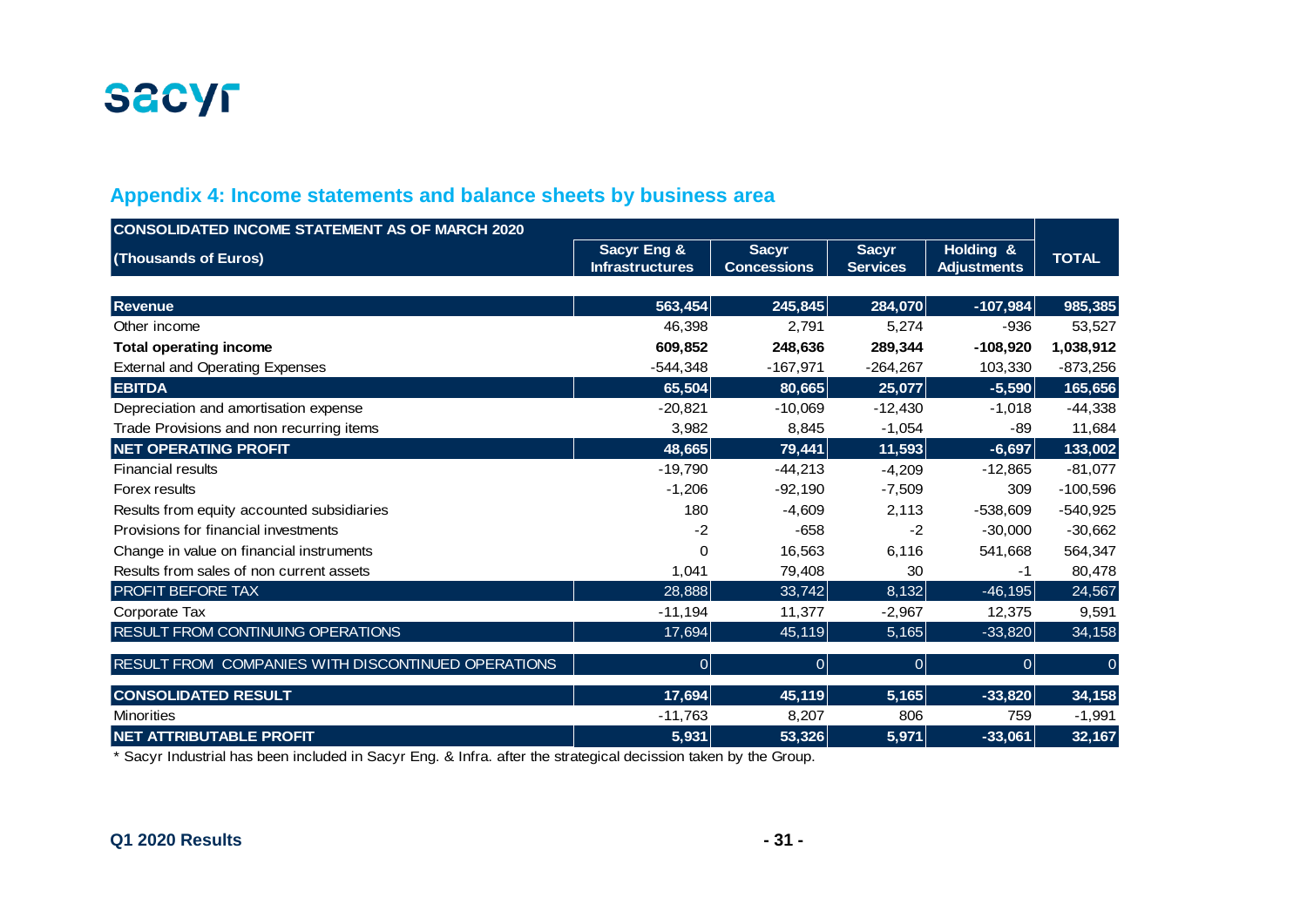## Appendix 4: Income statements and balance sheets by business area

| CONSOLIDATED INCOME STATEMENT AS OF MARCH 2020 (Thousands of Euros) | Sacyr Eng & Infrastructures | Sacyr Concessions | Sacyr Services | Holding & Adjustments | TOTAL |
|---|---|---|---|---|---|
| **Revenue** | **563,454** | **245,845** | **284,070** | **-107,984** | **985,385** |
| Other income | 46,398 | 2,791 | 5,274 | -936 | 53,527 |
| **Total operating income** | **609,852** | **248,636** | **289,344** | **-108,920** | **1,038,912** |
| External and Operating Expenses | -544,348 | -167,971 | -264,267 | 103,330 | -873,256 |
| **EBITDA** | **65,504** | **80,665** | **25,077** | **-5,590** | **165,656** |
| Depreciation and amortisation expense | -20,821 | -10,069 | -12,430 | -1,018 | -44,338 |
| Trade Provisions and non recurring items | 3,982 | 8,845 | -1,054 | -89 | 11,684 |
| **NET OPERATING PROFIT** | **48,665** | **79,441** | **11,593** | **-6,697** | **133,002** |
| Financial results | -19,790 | -44,213 | -4,209 | -12,865 | -81,077 |
| Forex results | -1,206 | -92,190 | -7,509 | 309 | -100,596 |
| Results from equity accounted subsidiaries | 180 | -4,609 | 2,113 | -538,609 | -540,925 |
| Provisions for financial investments | -2 | -658 | -2 | -30,000 | -30,662 |
| Change in value on financial instruments | 0 | 16,563 | 6,116 | 541,668 | 564,347 |
| Results from sales of non current assets | 1,041 | 79,408 | 30 | -1 | 80,478 |
| PROFIT BEFORE TAX | 28,888 | 33,742 | 8,132 | -46,195 | 24,567 |
| Corporate Tax | -11,194 | 11,377 | -2,967 | 12,375 | 9,591 |
| RESULT FROM CONTINUING OPERATIONS | 17,694 | 45,119 | 5,165 | -33,820 | 34,158 |
| RESULT FROM COMPANIES WITH DISCONTINUED OPERATIONS | 0 | 0 | 0 | 0 | 0 |
| **CONSOLIDATED RESULT** | **17,694** | **45,119** | **5,165** | **-33,820** | **34,158** |
| Minorities | -11,763 | 8,207 | 806 | 759 | -1,991 |
| **NET ATTRIBUTABLE PROFIT** | **5,931** | **53,326** | **5,971** | **-33,061** | **32,167** |

* Sacyr Industrial has been included in Sacyr Eng. & Infra. after the strategical decission taken by the Group.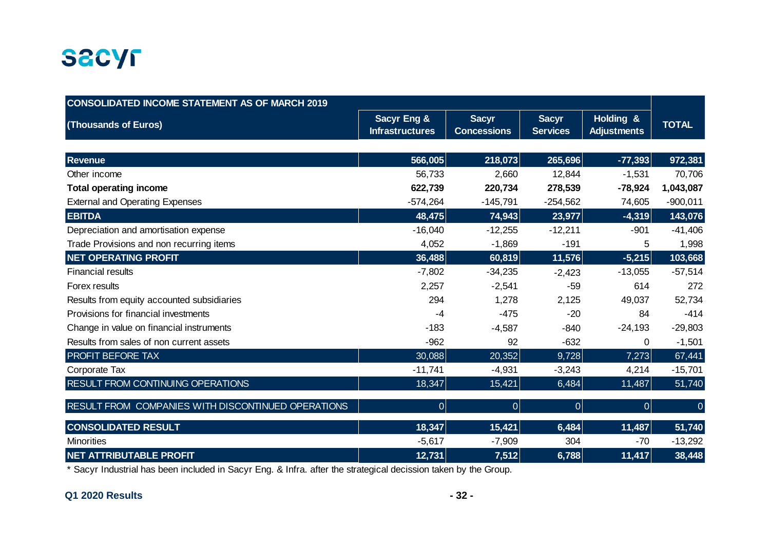sacyr

| CONSOLIDATED INCOME STATEMENT AS OF MARCH 2019 | | | | | |
|---|---|---|---|---|---|
| **(Thousands of Euros)** | **Sacyr Eng & Infrastructures** | **Sacyr Concessions** | **Sacyr Services** | **Holding & Adjustments** | **TOTAL** |
| **Revenue** | **566,005** | **218,073** | **265,696** | **-77,393** | **972,381** |
| Other income | 56,733 | 2,660 | 12,844 | -1,531 | 70,706 |
| **Total operating income** | **622,739** | **220,734** | **278,539** | **-78,924** | **1,043,087** |
| External and Operating Expenses | -574,264 | -145,791 | -254,562 | 74,605 | -900,011 |
| **EBITDA** | **48,475** | **74,943** | **23,977** | **-4,319** | **143,076** |
| Depreciation and amortisation expense | -16,040 | -12,255 | -12,211 | -901 | -41,406 |
| Trade Provisions and non recurring items | 4,052 | -1,869 | -191 | 5 | 1,998 |
| **NET OPERATING PROFIT** | **36,488** | **60,819** | **11,576** | **-5,215** | **103,668** |
| Financial results | -7,802 | -34,235 | -2,423 | -13,055 | -57,514 |
| Forex results | 2,257 | -2,541 | -59 | 614 | 272 |
| Results from equity accounted subsidiaries | 294 | 1,278 | 2,125 | 49,037 | 52,734 |
| Provisions for financial investments | -4 | -475 | -20 | 84 | -414 |
| Change in value on financial instruments | -183 | -4,587 | -840 | -24,193 | -29,803 |
| Results from sales of non current assets | -962 | 92 | -632 | 0 | -1,501 |
| PROFIT BEFORE TAX | 30,088 | 20,352 | 9,728 | 7,273 | 67,441 |
| Corporate Tax | -11,741 | -4,931 | -3,243 | 4,214 | -15,701 |
| RESULT FROM CONTINUING OPERATIONS | 18,347 | 15,421 | 6,484 | 11,487 | 51,740 |
| RESULT FROM COMPANIES WITH DISCONTINUED OPERATIONS | 0 | 0 | 0 | 0 | 0 |
| **CONSOLIDATED RESULT** | **18,347** | **15,421** | **6,484** | **11,487** | **51,740** |
| Minorities | -5,617 | -7,909 | 304 | -70 | -13,292 |
| **NET ATTRIBUTABLE PROFIT** | **12,731** | **7,512** | **6,788** | **11,417** | **38,448** |

* Sacyr Industrial has been included in Sacyr Eng. & Infra. after the strategical decission taken by the Group.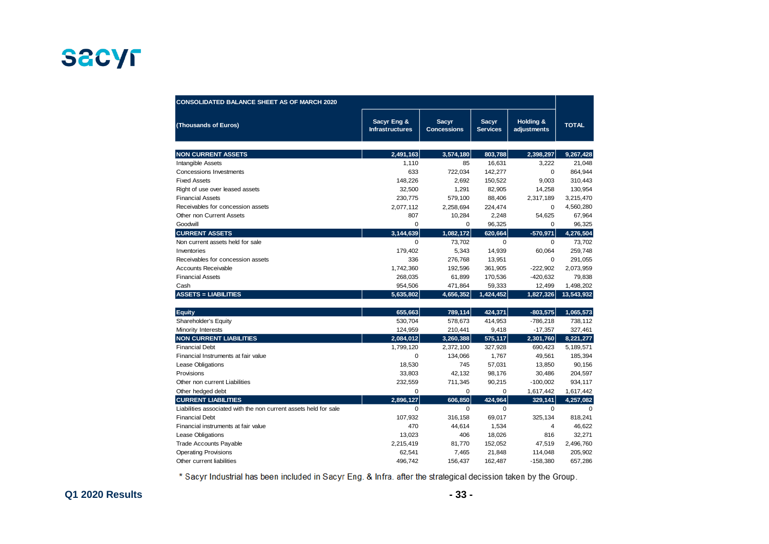| CONSOLIDATED BALANCE SHEET AS OF MARCH 2020 (Thousands of Euros) | Sacyr Eng & Infrastructures | Sacyr Concessions | Sacyr Services | Holding & adjustments | TOTAL |
|---|---|---|---|---|---|
| **NON CURRENT ASSETS** | **2,491,163** | **3,574,180** | **803,788** | **2,398,297** | **9,267,428** |
| Intangible Assets | 1,110 | 85 | 16,631 | 3,222 | 21,048 |
| Concessions Investments | 633 | 722,034 | 142,277 | 0 | 864,944 |
| Fixed Assets | 148,226 | 2,692 | 150,522 | 9,003 | 310,443 |
| Right of use over leased assets | 32,500 | 1,291 | 82,905 | 14,258 | 130,954 |
| Financial Assets | 230,775 | 579,100 | 88,406 | 2,317,189 | 3,215,470 |
| Receivables for concession assets | 2,077,112 | 2,258,694 | 224,474 | 0 | 4,560,280 |
| Other non Current Assets | 807 | 10,284 | 2,248 | 54,625 | 67,964 |
| Goodwill | 0 | 0 | 96,325 | 0 | 96,325 |
| **CURRENT ASSETS** | **3,144,639** | **1,082,172** | **620,664** | **-570,971** | **4,276,504** |
| Non current assets held for sale | 0 | 73,702 | 0 | 0 | 73,702 |
| Inventories | 179,402 | 5,343 | 14,939 | 60,064 | 259,748 |
| Receivables for concession assets | 336 | 276,768 | 13,951 | 0 | 291,055 |
| Accounts Receivable | 1,742,360 | 192,596 | 361,905 | -222,902 | 2,073,959 |
| Financial Assets | 268,035 | 61,899 | 170,536 | -420,632 | 79,838 |
| Cash | 954,506 | 471,864 | 59,333 | 12,499 | 1,498,202 |
| **ASSETS = LIABILITIES** | **5,635,802** | **4,656,352** | **1,424,452** | **1,827,326** | **13,543,932** |
| **Equity** | **655,663** | **789,114** | **424,371** | **-803,575** | **1,065,573** |
| Shareholder's Equity | 530,704 | 578,673 | 414,953 | -786,218 | 738,112 |
| Minority Interests | 124,959 | 210,441 | 9,418 | -17,357 | 327,461 |
| **NON CURRENT LIABILITIES** | **2,084,012** | **3,260,388** | **575,117** | **2,301,760** | **8,221,277** |
| Financial Debt | 1,799,120 | 2,372,100 | 327,928 | 690,423 | 5,189,571 |
| Financial Instruments at fair value | 0 | 134,066 | 1,767 | 49,561 | 185,394 |
| Lease Obligations | 18,530 | 745 | 57,031 | 13,850 | 90,156 |
| Provisions | 33,803 | 42,132 | 98,176 | 30,486 | 204,597 |
| Other non current Liabilities | 232,559 | 711,345 | 90,215 | -100,002 | 934,117 |
| Other hedged debt | 0 | 0 | 0 | 1,617,442 | 1,617,442 |
| **CURRENT LIABILITIES** | **2,896,127** | **606,850** | **424,964** | **329,141** | **4,257,082** |
| Liabilities associated with the non current assets held for sale | 0 | 0 | 0 | 0 | 0 |
| Financial Debt | 107,932 | 316,158 | 69,017 | 325,134 | 818,241 |
| Financial instruments at fair value | 470 | 44,614 | 1,534 | 4 | 46,622 |
| Lease Obligations | 13,023 | 406 | 18,026 | 816 | 32,271 |
| Trade Accounts Payable | 2,215,419 | 81,770 | 152,052 | 47,519 | 2,496,760 |
| Operating Provisions | 62,541 | 7,465 | 21,848 | 114,048 | 205,902 |
| Other current liabilities | 496,742 | 156,437 | 162,487 | -158,380 | 657,286 |

* Sacyr Industrial has been included in Sacyr Eng. & Infra. after the strategical decission taken by the Group.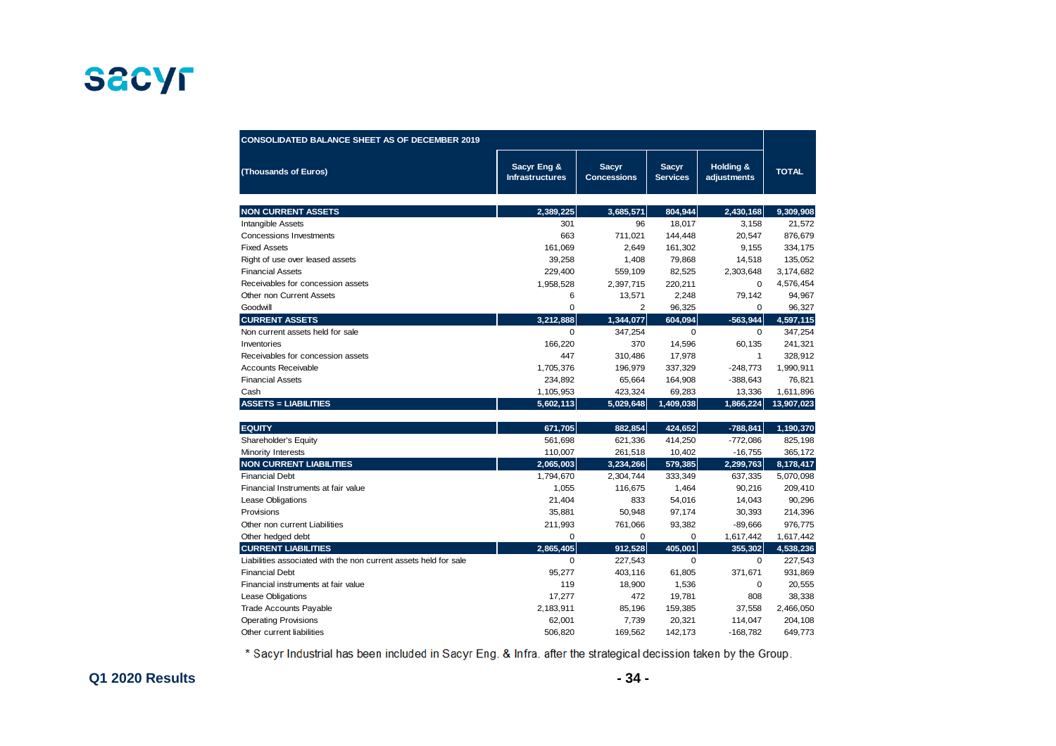| CONSOLIDATED BALANCE SHEET AS OF DECEMBER 2019 | | | | | |
|---|---|---|---|---|---|
| (Thousands of Euros) | Sacyr Eng & Infrastructures | Sacyr Concessions | Sacyr Services | Holding & adjustments | TOTAL |
| **NON CURRENT ASSETS** | **2,389,225** | **3,685,571** | **804,944** | **2,430,168** | **9,309,908** |
| Intangible Assets | 301 | 96 | 18,017 | 3,158 | 21,572 |
| Concessions Investments | 663 | 711,021 | 144,448 | 20,547 | 876,679 |
| Fixed Assets | 161,069 | 2,649 | 161,302 | 9,155 | 334,175 |
| Right of use over leased assets | 39,258 | 1,408 | 79,868 | 14,518 | 135,052 |
| Financial Assets | 229,400 | 559,109 | 82,525 | 2,303,648 | 3,174,682 |
| Receivables for concession assets | 1,958,528 | 2,397,715 | 220,211 | 0 | 4,576,454 |
| Other non Current Assets | 6 | 13,571 | 2,248 | 79,142 | 94,967 |
| Goodwill | 0 | 2 | 96,325 | 0 | 96,327 |
| **CURRENT ASSETS** | **3,212,888** | **1,344,077** | **604,094** | **-563,944** | **4,597,115** |
| Non current assets held for sale | 0 | 347,254 | 0 | 0 | 347,254 |
| Inventories | 166,220 | 370 | 14,596 | 60,135 | 241,321 |
| Receivables for concession assets | 447 | 310,486 | 17,978 | 1 | 328,912 |
| Accounts Receivable | 1,705,376 | 196,979 | 337,329 | -248,773 | 1,990,911 |
| Financial Assets | 234,892 | 65,664 | 164,908 | -388,643 | 76,821 |
| Cash | 1,105,953 | 423,324 | 69,283 | 13,336 | 1,611,896 |
| **ASSETS = LIABILITIES** | **5,602,113** | **5,029,648** | **1,409,038** | **1,866,224** | **13,907,023** |
| | | | | | |
| **EQUITY** | **671,705** | **882,854** | **424,652** | **-788,841** | **1,190,370** |
| Shareholder's Equity | 561,698 | 621,336 | 414,250 | -772,086 | 825,198 |
| Minority Interests | 110,007 | 261,518 | 10,402 | -16,755 | 365,172 |
| **NON CURRENT LIABILITIES** | **2,065,003** | **3,234,266** | **579,385** | **2,299,763** | **8,178,417** |
| Financial Debt | 1,794,670 | 2,304,744 | 333,349 | 637,335 | 5,070,098 |
| Financial Instruments at fair value | 1,055 | 116,675 | 1,464 | 90,216 | 209,410 |
| Lease Obligations | 21,404 | 833 | 54,016 | 14,043 | 90,296 |
| Provisions | 35,881 | 50,948 | 97,174 | 30,393 | 214,396 |
| Other non current Liabilities | 211,993 | 761,066 | 93,382 | -89,666 | 976,775 |
| Other hedged debt | 0 | 0 | 0 | 1,617,442 | 1,617,442 |
| **CURRENT LIABILITIES** | **2,865,405** | **912,528** | **405,001** | **355,302** | **4,538,236** |
| Liabilities associated with the non current assets held for sale | 0 | 227,543 | 0 | 0 | 227,543 |
| Financial Debt | 95,277 | 403,116 | 61,805 | 371,671 | 931,869 |
| Financial instruments at fair value | 119 | 18,900 | 1,536 | 0 | 20,555 |
| Lease Obligations | 17,277 | 472 | 19,781 | 808 | 38,338 |
| Trade Accounts Payable | 2,183,911 | 85,196 | 159,385 | 37,558 | 2,466,050 |
| Operating Provisions | 62,001 | 7,739 | 20,321 | 114,047 | 204,108 |
| Other current liabilities | 506,820 | 169,562 | 142,173 | -168,782 | 649,773 |

* Sacyr Industrial has been included in Sacyr Eng. & Infra. after the strategical decission taken by the Group.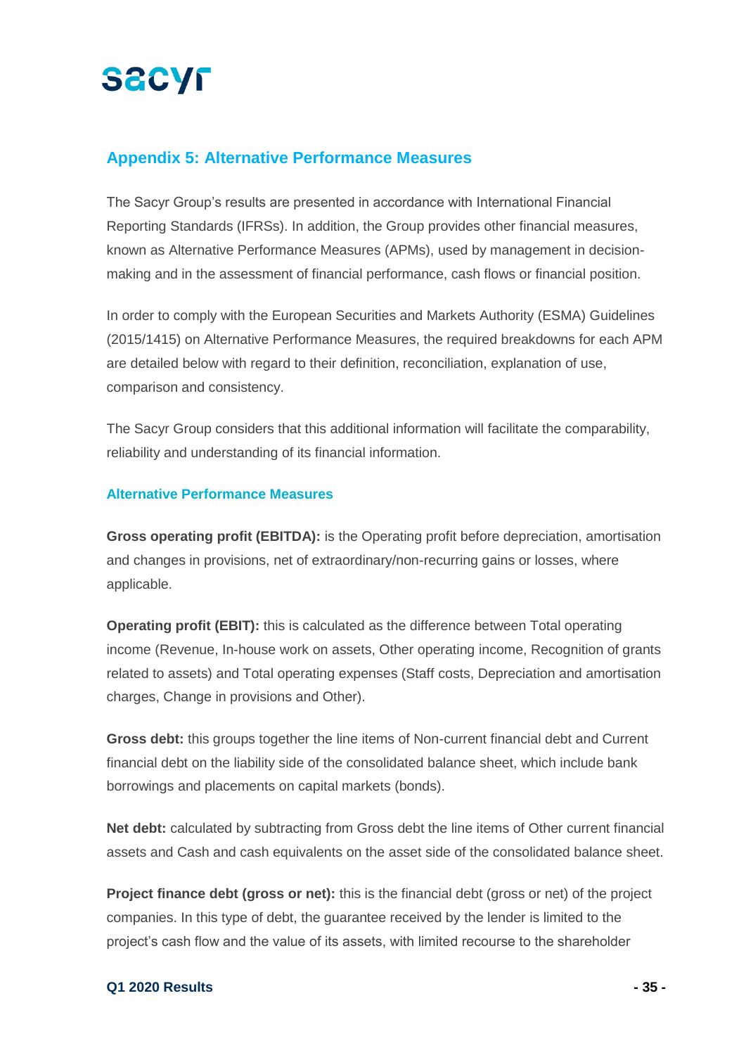## Appendix 5: Alternative Performance Measures

The Sacyr Group's results are presented in accordance with International Financial Reporting Standards (IFRSs). In addition, the Group provides other financial measures, known as Alternative Performance Measures (APMs), used by management in decision-making and in the assessment of financial performance, cash flows or financial position.

In order to comply with the European Securities and Markets Authority (ESMA) Guidelines (2015/1415) on Alternative Performance Measures, the required breakdowns for each APM are detailed below with regard to their definition, reconciliation, explanation of use, comparison and consistency.

The Sacyr Group considers that this additional information will facilitate the comparability, reliability and understanding of its financial information.

### Alternative Performance Measures

**Gross operating profit (EBITDA):** is the Operating profit before depreciation, amortisation and changes in provisions, net of extraordinary/non-recurring gains or losses, where applicable.

**Operating profit (EBIT):** this is calculated as the difference between Total operating income (Revenue, In-house work on assets, Other operating income, Recognition of grants related to assets) and Total operating expenses (Staff costs, Depreciation and amortisation charges, Change in provisions and Other).

**Gross debt:** this groups together the line items of Non-current financial debt and Current financial debt on the liability side of the consolidated balance sheet, which include bank borrowings and placements on capital markets (bonds).

**Net debt:** calculated by subtracting from Gross debt the line items of Other current financial assets and Cash and cash equivalents on the asset side of the consolidated balance sheet.

**Project finance debt (gross or net):** this is the financial debt (gross or net) of the project companies. In this type of debt, the guarantee received by the lender is limited to the project's cash flow and the value of its assets, with limited recourse to the shareholder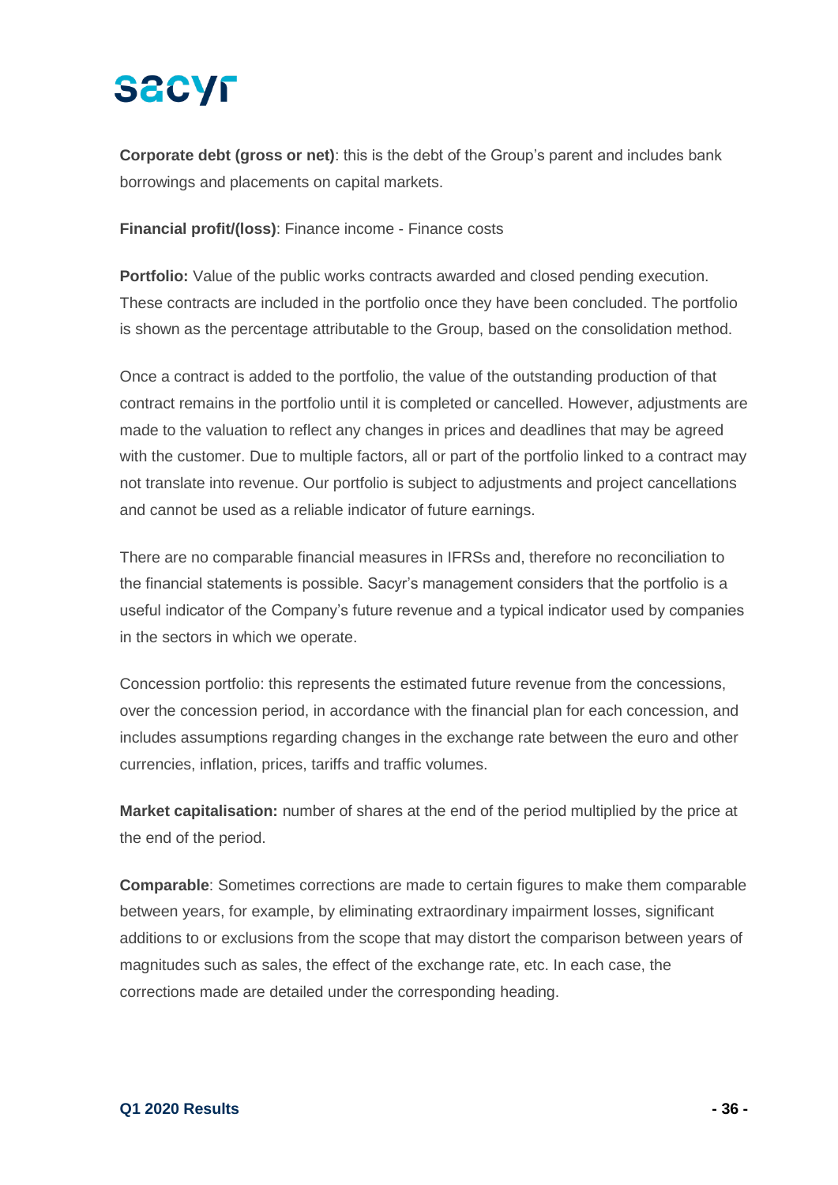**Corporate debt (gross or net)**: this is the debt of the Group's parent and includes bank borrowings and placements on capital markets.

**Financial profit/(loss)**: Finance income - Finance costs

**Portfolio:** Value of the public works contracts awarded and closed pending execution. These contracts are included in the portfolio once they have been concluded. The portfolio is shown as the percentage attributable to the Group, based on the consolidation method.

Once a contract is added to the portfolio, the value of the outstanding production of that contract remains in the portfolio until it is completed or cancelled. However, adjustments are made to the valuation to reflect any changes in prices and deadlines that may be agreed with the customer. Due to multiple factors, all or part of the portfolio linked to a contract may not translate into revenue. Our portfolio is subject to adjustments and project cancellations and cannot be used as a reliable indicator of future earnings.

There are no comparable financial measures in IFRSs and, therefore no reconciliation to the financial statements is possible. Sacyr's management considers that the portfolio is a useful indicator of the Company's future revenue and a typical indicator used by companies in the sectors in which we operate.

Concession portfolio: this represents the estimated future revenue from the concessions, over the concession period, in accordance with the financial plan for each concession, and includes assumptions regarding changes in the exchange rate between the euro and other currencies, inflation, prices, tariffs and traffic volumes.

**Market capitalisation:** number of shares at the end of the period multiplied by the price at the end of the period.

**Comparable**: Sometimes corrections are made to certain figures to make them comparable between years, for example, by eliminating extraordinary impairment losses, significant additions to or exclusions from the scope that may distort the comparison between years of magnitudes such as sales, the effect of the exchange rate, etc. In each case, the corrections made are detailed under the corresponding heading.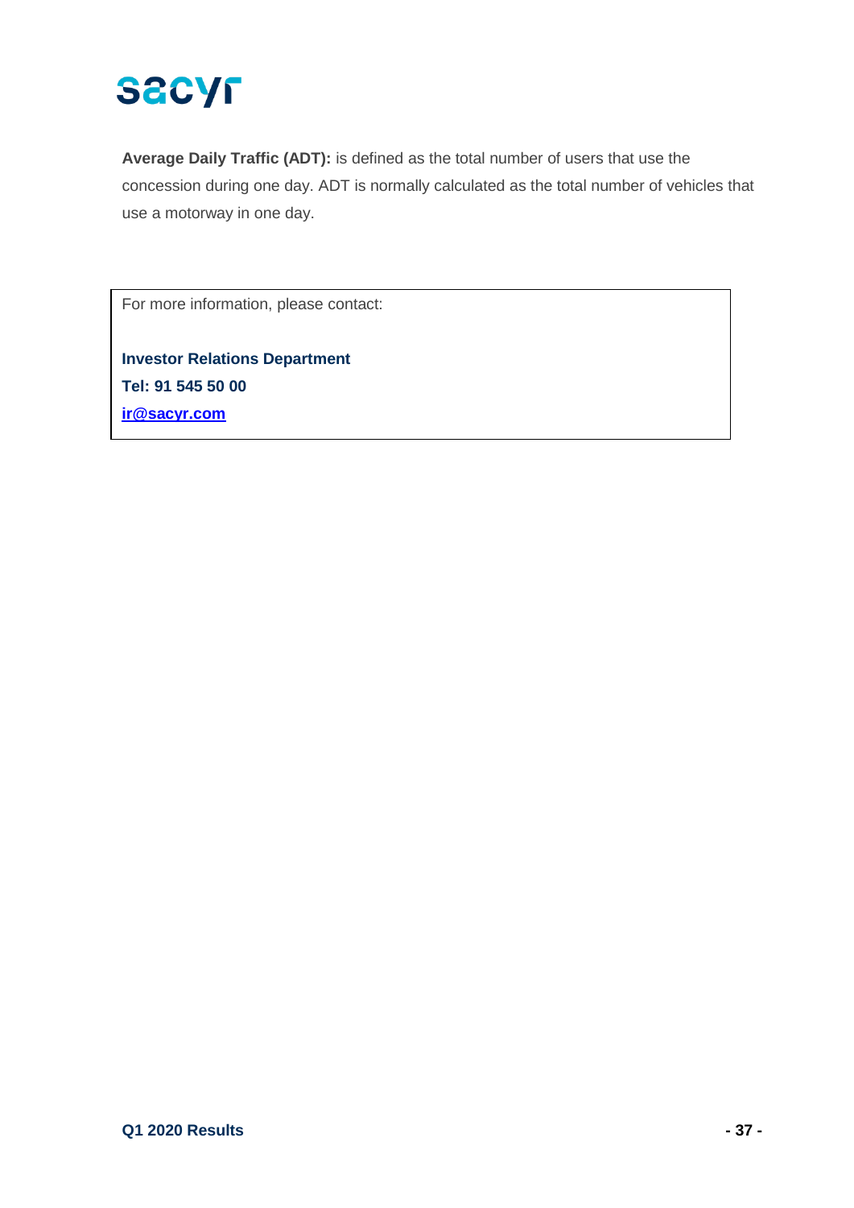**Average Daily Traffic (ADT):** is defined as the total number of users that use the concession during one day. ADT is normally calculated as the total number of vehicles that use a motorway in one day.

For more information, please contact:

**Investor Relations Department**
**Tel: 91 545 50 00**
**ir@sacyr.com**